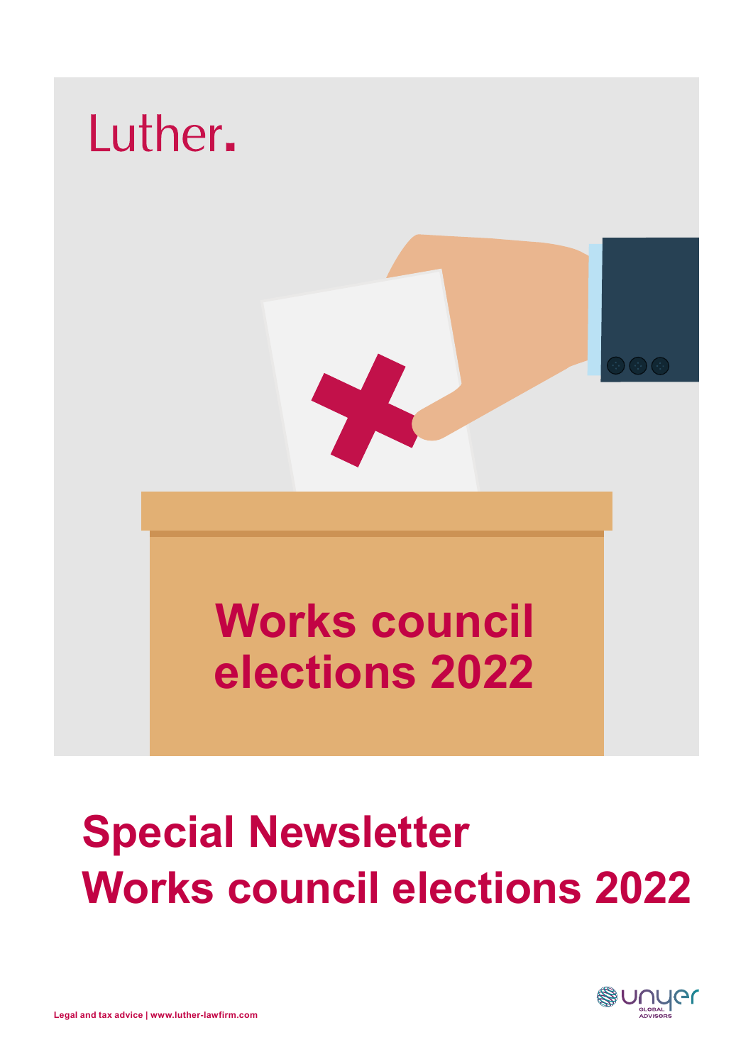Luther.

Works council elections 2022

# Special Newsletter
# Works council elections 2022

Legal and tax advice | www.luther-lawfirm.com

unyer GLOBAL ADVISORS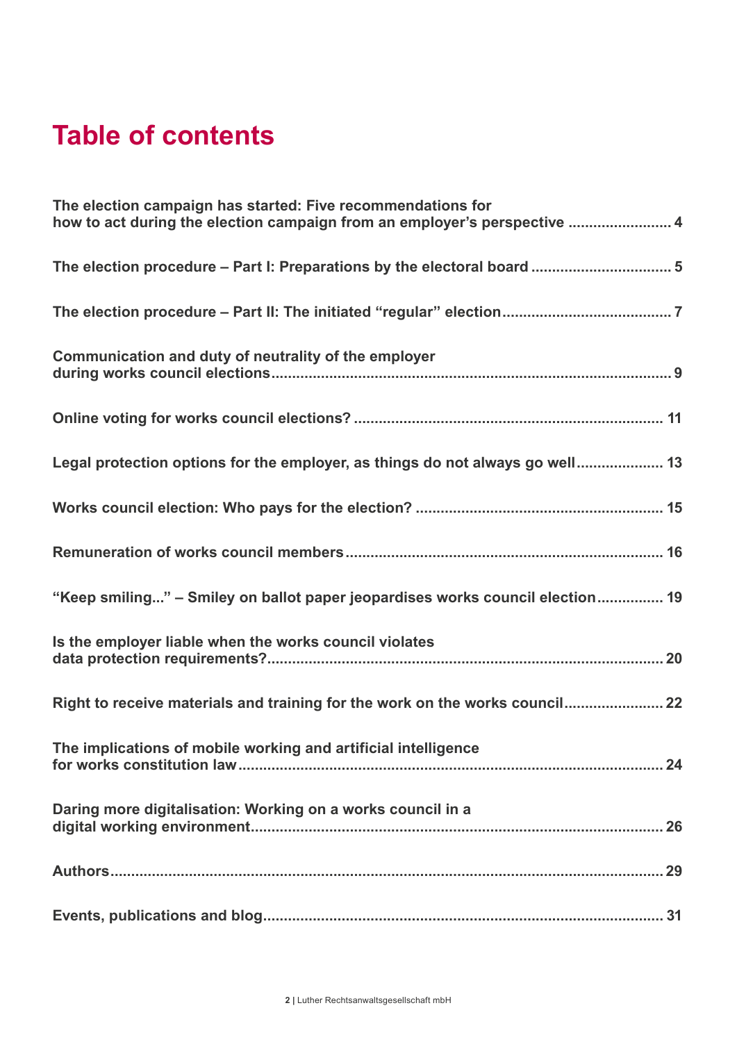# Table of contents

**The election campaign has started: Five recommendations for how to act during the election campaign from an employer's perspective ......................... 4**

**The election procedure – Part I: Preparations by the electoral board ................................. 5**

**The election procedure – Part II: The initiated "regular" election ......................................... 7**

**Communication and duty of neutrality of the employer during works council elections ................................................................................................ 9**

**Online voting for works council elections? ......................................................................... 11**

**Legal protection options for the employer, as things do not always go well ..................... 13**

**Works council election: Who pays for the election? ........................................................... 15**

**Remuneration of works council members ........................................................................... 16**

**"Keep smiling..." – Smiley on ballot paper jeopardises works council election ................ 19**

**Is the employer liable when the works council violates data protection requirements? ............................................................................................... 20**

**Right to receive materials and training for the work on the works council ........................ 22**

**The implications of mobile working and artificial intelligence for works constitution law ...................................................................................................... 24**

**Daring more digitalisation: Working on a works council in a digital working environment ................................................................................................... 26**

**Authors ..................................................................................................................................... 29**

**Events, publications and blog ................................................................................................ 31**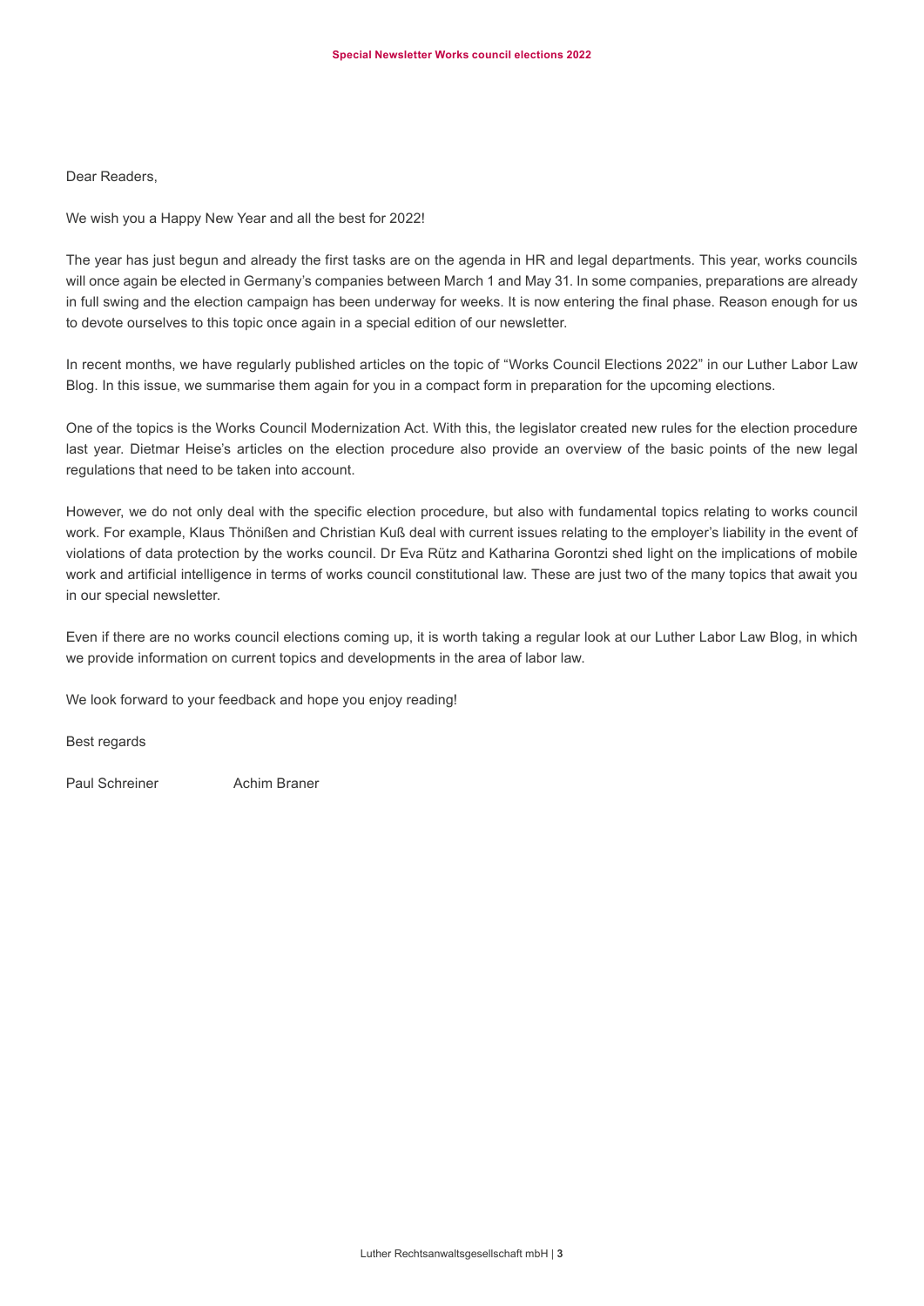Dear Readers,

We wish you a Happy New Year and all the best for 2022!

The year has just begun and already the first tasks are on the agenda in HR and legal departments. This year, works councils will once again be elected in Germany's companies between March 1 and May 31. In some companies, preparations are already in full swing and the election campaign has been underway for weeks. It is now entering the final phase. Reason enough for us to devote ourselves to this topic once again in a special edition of our newsletter.

In recent months, we have regularly published articles on the topic of "Works Council Elections 2022" in our Luther Labor Law Blog. In this issue, we summarise them again for you in a compact form in preparation for the upcoming elections.

One of the topics is the Works Council Modernization Act. With this, the legislator created new rules for the election procedure last year. Dietmar Heise's articles on the election procedure also provide an overview of the basic points of the new legal regulations that need to be taken into account.

However, we do not only deal with the specific election procedure, but also with fundamental topics relating to works council work. For example, Klaus Thönißen and Christian Kuß deal with current issues relating to the employer's liability in the event of violations of data protection by the works council. Dr Eva Rütz and Katharina Gorontzi shed light on the implications of mobile work and artificial intelligence in terms of works council constitutional law. These are just two of the many topics that await you in our special newsletter.

Even if there are no works council elections coming up, it is worth taking a regular look at our Luther Labor Law Blog, in which we provide information on current topics and developments in the area of labor law.

We look forward to your feedback and hope you enjoy reading!

Best regards

Paul Schreiner Achim Braner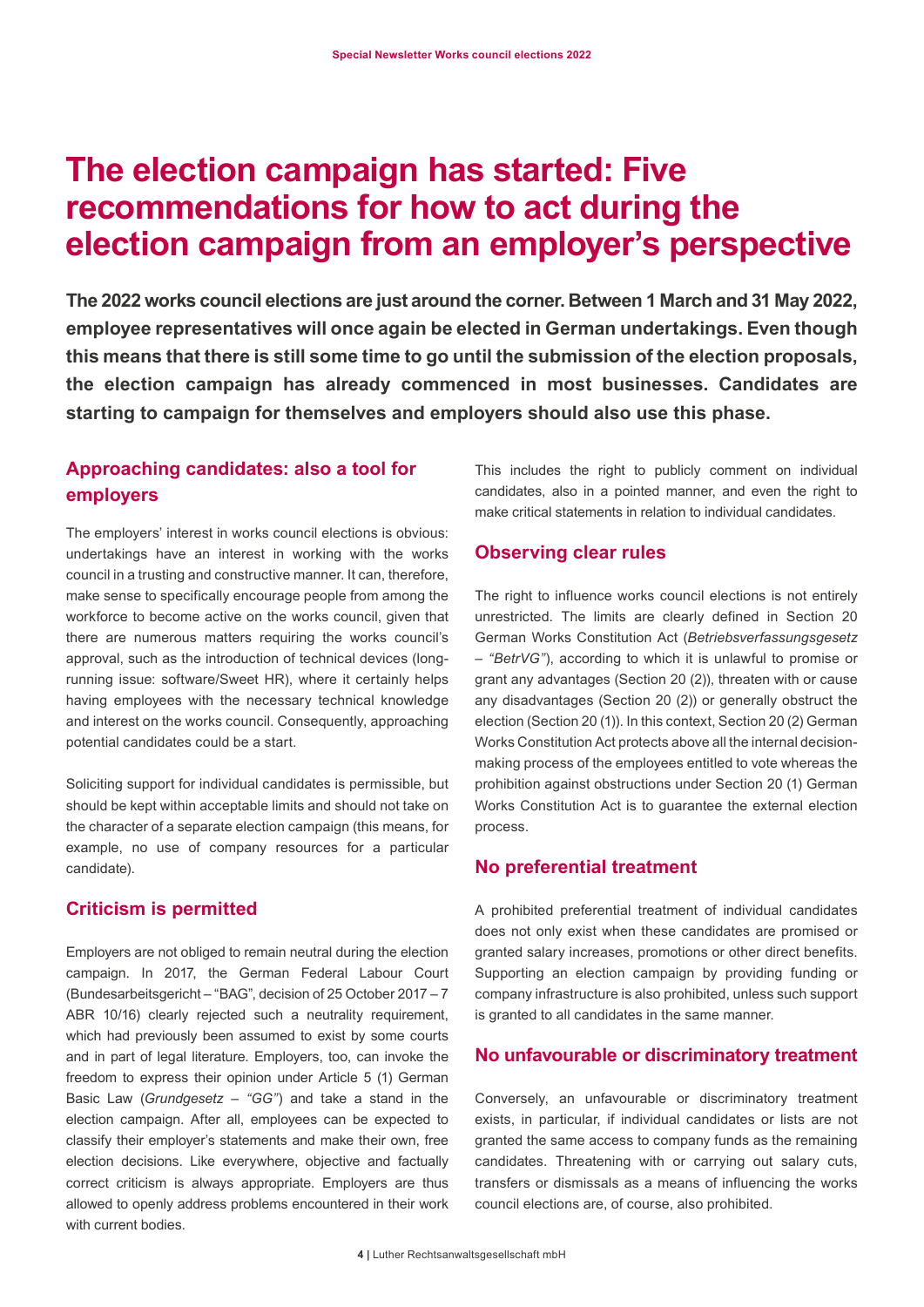# The election campaign has started: Five recommendations for how to act during the election campaign from an employer's perspective

**The 2022 works council elections are just around the corner. Between 1 March and 31 May 2022, employee representatives will once again be elected in German undertakings. Even though this means that there is still some time to go until the submission of the election proposals, the election campaign has already commenced in most businesses. Candidates are starting to campaign for themselves and employers should also use this phase.**

## Approaching candidates: also a tool for employers

The employers' interest in works council elections is obvious: undertakings have an interest in working with the works council in a trusting and constructive manner. It can, therefore, make sense to specifically encourage people from among the workforce to become active on the works council, given that there are numerous matters requiring the works council's approval, such as the introduction of technical devices (long-running issue: software/Sweet HR), where it certainly helps having employees with the necessary technical knowledge and interest on the works council. Consequently, approaching potential candidates could be a start.

Soliciting support for individual candidates is permissible, but should be kept within acceptable limits and should not take on the character of a separate election campaign (this means, for example, no use of company resources for a particular candidate).

## Criticism is permitted

Employers are not obliged to remain neutral during the election campaign. In 2017, the German Federal Labour Court (Bundesarbeitsgericht – "BAG", decision of 25 October 2017 – 7 ABR 10/16) clearly rejected such a neutrality requirement, which had previously been assumed to exist by some courts and in part of legal literature. Employers, too, can invoke the freedom to express their opinion under Article 5 (1) German Basic Law (*Grundgesetz – "GG"*) and take a stand in the election campaign. After all, employees can be expected to classify their employer's statements and make their own, free election decisions. Like everywhere, objective and factually correct criticism is always appropriate. Employers are thus allowed to openly address problems encountered in their work with current bodies.

This includes the right to publicly comment on individual candidates, also in a pointed manner, and even the right to make critical statements in relation to individual candidates.

## Observing clear rules

The right to influence works council elections is not entirely unrestricted. The limits are clearly defined in Section 20 German Works Constitution Act (*Betriebsverfassungsgesetz – "BetrVG"*), according to which it is unlawful to promise or grant any advantages (Section 20 (2)), threaten with or cause any disadvantages (Section 20 (2)) or generally obstruct the election (Section 20 (1)). In this context, Section 20 (2) German Works Constitution Act protects above all the internal decision-making process of the employees entitled to vote whereas the prohibition against obstructions under Section 20 (1) German Works Constitution Act is to guarantee the external election process.

## No preferential treatment

A prohibited preferential treatment of individual candidates does not only exist when these candidates are promised or granted salary increases, promotions or other direct benefits. Supporting an election campaign by providing funding or company infrastructure is also prohibited, unless such support is granted to all candidates in the same manner.

## No unfavourable or discriminatory treatment

Conversely, an unfavourable or discriminatory treatment exists, in particular, if individual candidates or lists are not granted the same access to company funds as the remaining candidates. Threatening with or carrying out salary cuts, transfers or dismissals as a means of influencing the works council elections are, of course, also prohibited.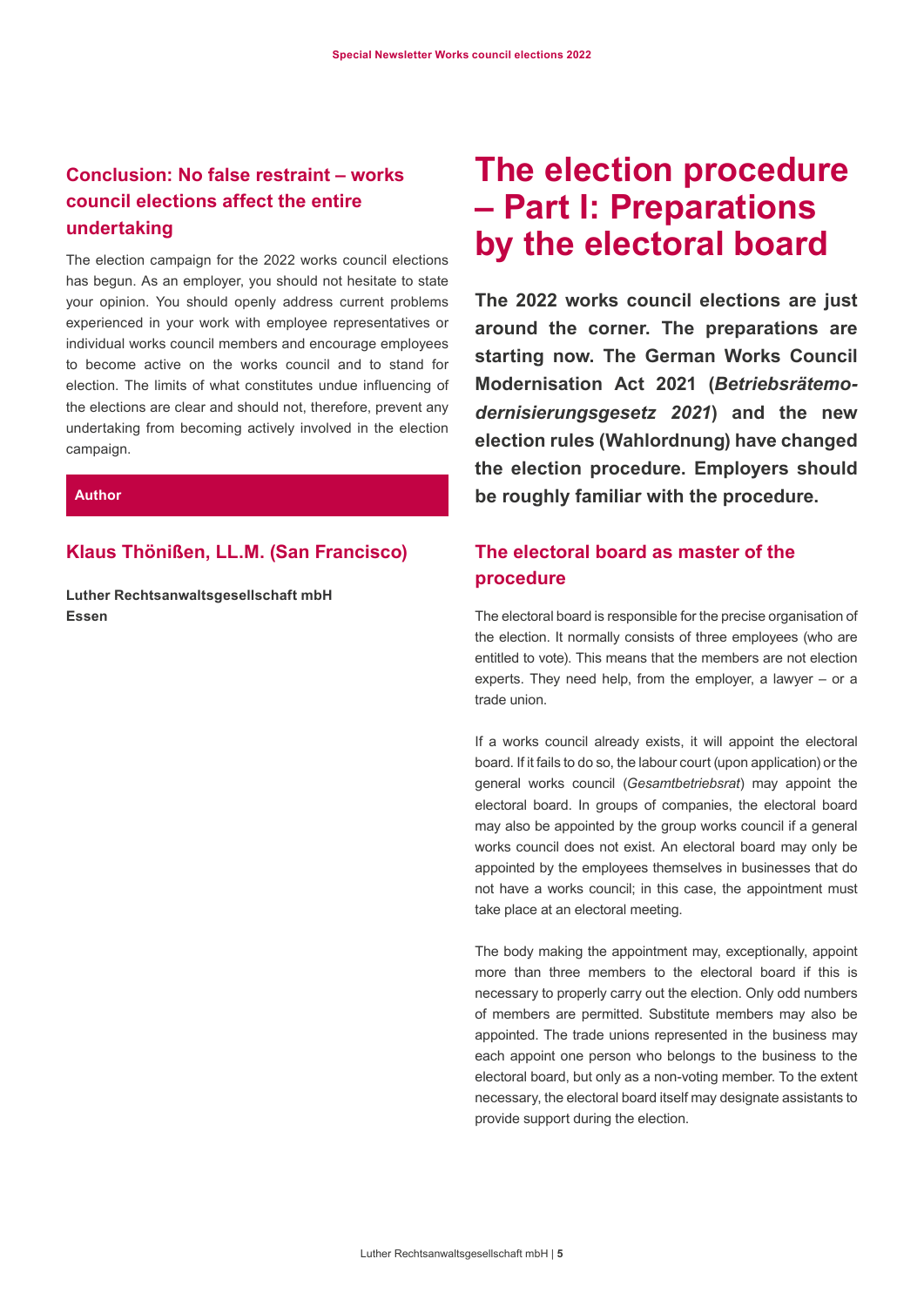### Conclusion: No false restraint – works council elections affect the entire undertaking

The election campaign for the 2022 works council elections has begun. As an employer, you should not hesitate to state your opinion. You should openly address current problems experienced in your work with employee representatives or individual works council members and encourage employees to become active on the works council and to stand for election. The limits of what constitutes undue influencing of the elections are clear and should not, therefore, prevent any undertaking from becoming actively involved in the election campaign.

**Author**

### Klaus Thönißen, LL.M. (San Francisco)

**Luther Rechtsanwaltsgesellschaft mbH**
**Essen**

# The election procedure – Part I: Preparations by the electoral board

**The 2022 works council elections are just around the corner. The preparations are starting now. The German Works Council Modernisation Act 2021 (*Betriebsrätemodernisierungsgesetz 2021*) and the new election rules (Wahlordnung) have changed the election procedure. Employers should be roughly familiar with the procedure.**

### The electoral board as master of the procedure

The electoral board is responsible for the precise organisation of the election. It normally consists of three employees (who are entitled to vote). This means that the members are not election experts. They need help, from the employer, a lawyer – or a trade union.

If a works council already exists, it will appoint the electoral board. If it fails to do so, the labour court (upon application) or the general works council (*Gesamtbetriebsrat*) may appoint the electoral board. In groups of companies, the electoral board may also be appointed by the group works council if a general works council does not exist. An electoral board may only be appointed by the employees themselves in businesses that do not have a works council; in this case, the appointment must take place at an electoral meeting.

The body making the appointment may, exceptionally, appoint more than three members to the electoral board if this is necessary to properly carry out the election. Only odd numbers of members are permitted. Substitute members may also be appointed. The trade unions represented in the business may each appoint one person who belongs to the business to the electoral board, but only as a non-voting member. To the extent necessary, the electoral board itself may designate assistants to provide support during the election.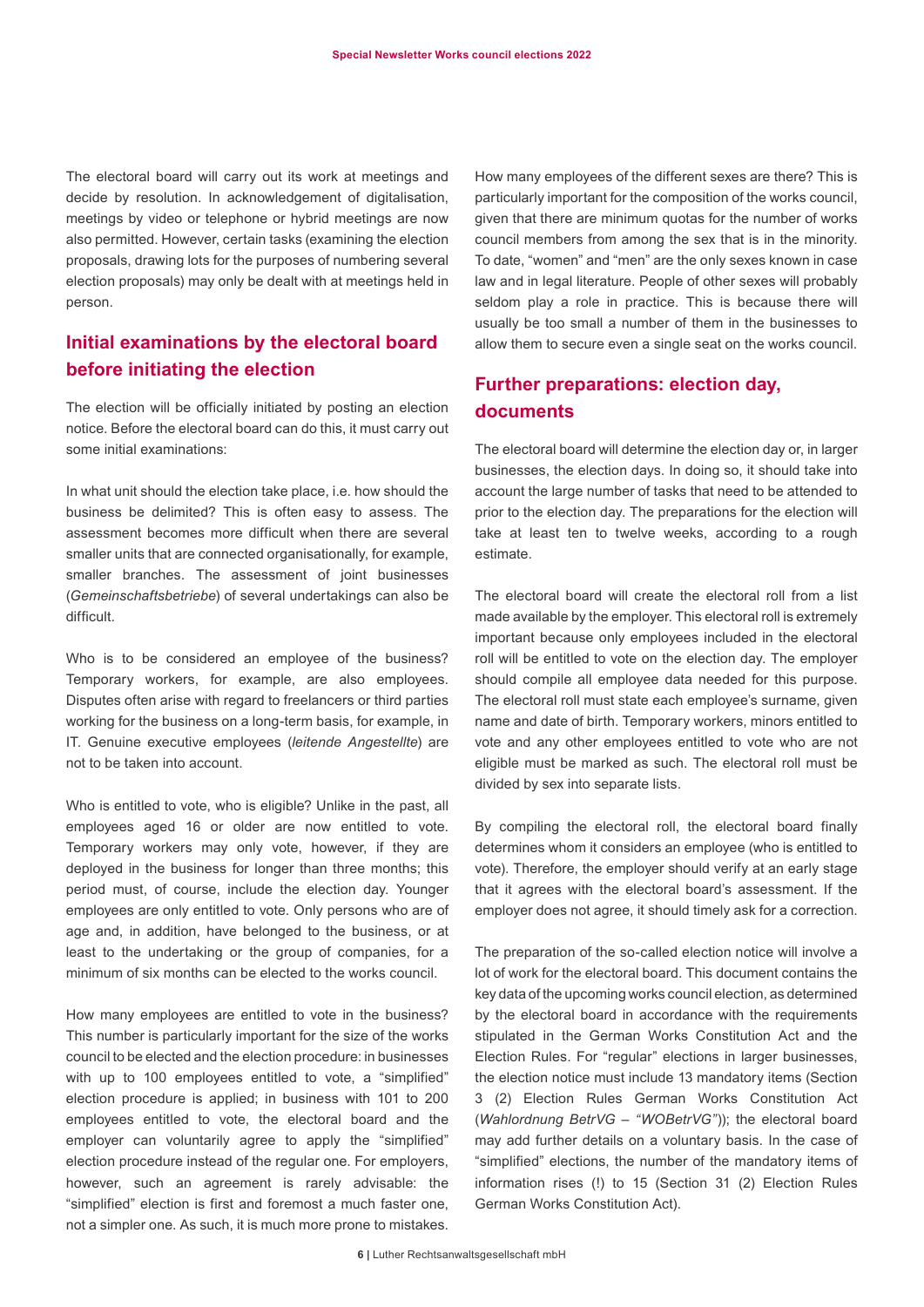The electoral board will carry out its work at meetings and decide by resolution. In acknowledgement of digitalisation, meetings by video or telephone or hybrid meetings are now also permitted. However, certain tasks (examining the election proposals, drawing lots for the purposes of numbering several election proposals) may only be dealt with at meetings held in person.

## Initial examinations by the electoral board before initiating the election

The election will be officially initiated by posting an election notice. Before the electoral board can do this, it must carry out some initial examinations:

In what unit should the election take place, i.e. how should the business be delimited? This is often easy to assess. The assessment becomes more difficult when there are several smaller units that are connected organisationally, for example, smaller branches. The assessment of joint businesses (*Gemeinschaftsbetriebe*) of several undertakings can also be difficult.

Who is to be considered an employee of the business? Temporary workers, for example, are also employees. Disputes often arise with regard to freelancers or third parties working for the business on a long-term basis, for example, in IT. Genuine executive employees (*leitende Angestellte*) are not to be taken into account.

Who is entitled to vote, who is eligible? Unlike in the past, all employees aged 16 or older are now entitled to vote. Temporary workers may only vote, however, if they are deployed in the business for longer than three months; this period must, of course, include the election day. Younger employees are only entitled to vote. Only persons who are of age and, in addition, have belonged to the business, or at least to the undertaking or the group of companies, for a minimum of six months can be elected to the works council.

How many employees are entitled to vote in the business? This number is particularly important for the size of the works council to be elected and the election procedure: in businesses with up to 100 employees entitled to vote, a "simplified" election procedure is applied; in business with 101 to 200 employees entitled to vote, the electoral board and the employer can voluntarily agree to apply the "simplified" election procedure instead of the regular one. For employers, however, such an agreement is rarely advisable: the "simplified" election is first and foremost a much faster one, not a simpler one. As such, it is much more prone to mistakes.

How many employees of the different sexes are there? This is particularly important for the composition of the works council, given that there are minimum quotas for the number of works council members from among the sex that is in the minority. To date, "women" and "men" are the only sexes known in case law and in legal literature. People of other sexes will probably seldom play a role in practice. This is because there will usually be too small a number of them in the businesses to allow them to secure even a single seat on the works council.

## Further preparations: election day, documents

The electoral board will determine the election day or, in larger businesses, the election days. In doing so, it should take into account the large number of tasks that need to be attended to prior to the election day. The preparations for the election will take at least ten to twelve weeks, according to a rough estimate.

The electoral board will create the electoral roll from a list made available by the employer. This electoral roll is extremely important because only employees included in the electoral roll will be entitled to vote on the election day. The employer should compile all employee data needed for this purpose. The electoral roll must state each employee's surname, given name and date of birth. Temporary workers, minors entitled to vote and any other employees entitled to vote who are not eligible must be marked as such. The electoral roll must be divided by sex into separate lists.

By compiling the electoral roll, the electoral board finally determines whom it considers an employee (who is entitled to vote). Therefore, the employer should verify at an early stage that it agrees with the electoral board's assessment. If the employer does not agree, it should timely ask for a correction.

The preparation of the so-called election notice will involve a lot of work for the electoral board. This document contains the key data of the upcoming works council election, as determined by the electoral board in accordance with the requirements stipulated in the German Works Constitution Act and the Election Rules. For "regular" elections in larger businesses, the election notice must include 13 mandatory items (Section 3 (2) Election Rules German Works Constitution Act (*Wahlordnung BetrVG – "WOBetrVG"*)); the electoral board may add further details on a voluntary basis. In the case of "simplified" elections, the number of the mandatory items of information rises (!) to 15 (Section 31 (2) Election Rules German Works Constitution Act).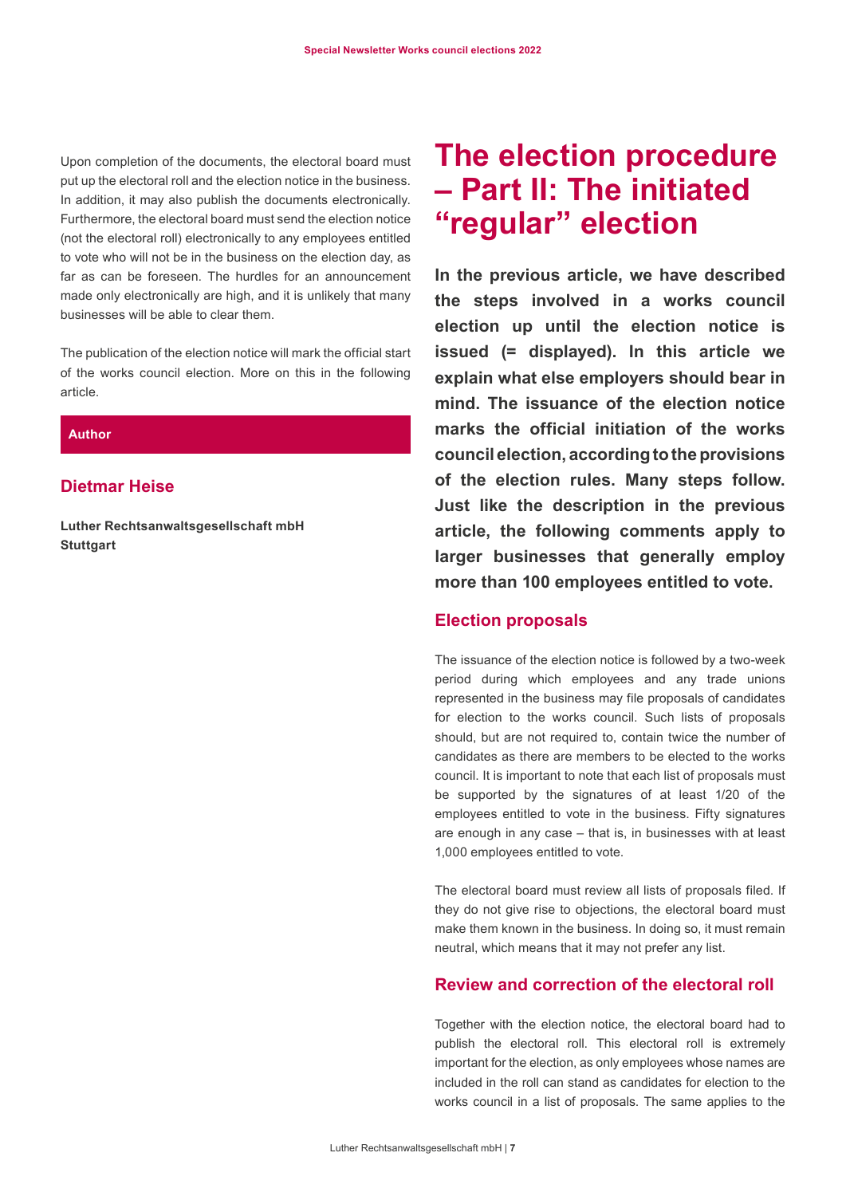Upon completion of the documents, the electoral board must put up the electoral roll and the election notice in the business. In addition, it may also publish the documents electronically. Furthermore, the electoral board must send the election notice (not the electoral roll) electronically to any employees entitled to vote who will not be in the business on the election day, as far as can be foreseen. The hurdles for an announcement made only electronically are high, and it is unlikely that many businesses will be able to clear them.

The publication of the election notice will mark the official start of the works council election. More on this in the following article.

**Author**

### Dietmar Heise

**Luther Rechtsanwaltsgesellschaft mbH**
**Stuttgart**

# The election procedure – Part II: The initiated "regular" election

**In the previous article, we have described the steps involved in a works council election up until the election notice is issued (= displayed). In this article we explain what else employers should bear in mind. The issuance of the election notice marks the official initiation of the works council election, according to the provisions of the election rules. Many steps follow. Just like the description in the previous article, the following comments apply to larger businesses that generally employ more than 100 employees entitled to vote.**

## Election proposals

The issuance of the election notice is followed by a two-week period during which employees and any trade unions represented in the business may file proposals of candidates for election to the works council. Such lists of proposals should, but are not required to, contain twice the number of candidates as there are members to be elected to the works council. It is important to note that each list of proposals must be supported by the signatures of at least 1/20 of the employees entitled to vote in the business. Fifty signatures are enough in any case – that is, in businesses with at least 1,000 employees entitled to vote.

The electoral board must review all lists of proposals filed. If they do not give rise to objections, the electoral board must make them known in the business. In doing so, it must remain neutral, which means that it may not prefer any list.

## Review and correction of the electoral roll

Together with the election notice, the electoral board had to publish the electoral roll. This electoral roll is extremely important for the election, as only employees whose names are included in the roll can stand as candidates for election to the works council in a list of proposals. The same applies to the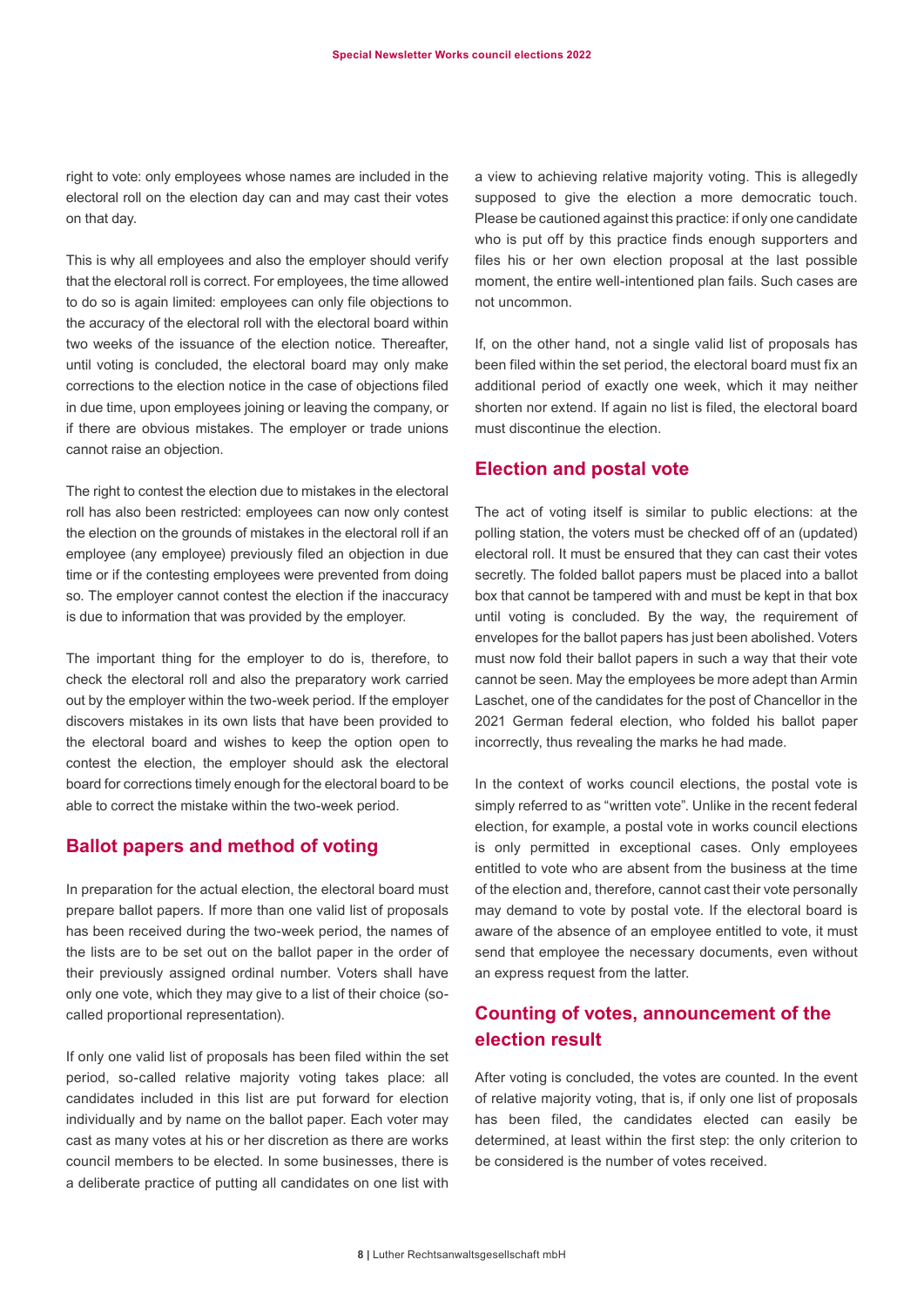right to vote: only employees whose names are included in the electoral roll on the election day can and may cast their votes on that day.

This is why all employees and also the employer should verify that the electoral roll is correct. For employees, the time allowed to do so is again limited: employees can only file objections to the accuracy of the electoral roll with the electoral board within two weeks of the issuance of the election notice. Thereafter, until voting is concluded, the electoral board may only make corrections to the election notice in the case of objections filed in due time, upon employees joining or leaving the company, or if there are obvious mistakes. The employer or trade unions cannot raise an objection.

The right to contest the election due to mistakes in the electoral roll has also been restricted: employees can now only contest the election on the grounds of mistakes in the electoral roll if an employee (any employee) previously filed an objection in due time or if the contesting employees were prevented from doing so. The employer cannot contest the election if the inaccuracy is due to information that was provided by the employer.

The important thing for the employer to do is, therefore, to check the electoral roll and also the preparatory work carried out by the employer within the two-week period. If the employer discovers mistakes in its own lists that have been provided to the electoral board and wishes to keep the option open to contest the election, the employer should ask the electoral board for corrections timely enough for the electoral board to be able to correct the mistake within the two-week period.

## Ballot papers and method of voting

In preparation for the actual election, the electoral board must prepare ballot papers. If more than one valid list of proposals has been received during the two-week period, the names of the lists are to be set out on the ballot paper in the order of their previously assigned ordinal number. Voters shall have only one vote, which they may give to a list of their choice (so-called proportional representation).

If only one valid list of proposals has been filed within the set period, so-called relative majority voting takes place: all candidates included in this list are put forward for election individually and by name on the ballot paper. Each voter may cast as many votes at his or her discretion as there are works council members to be elected. In some businesses, there is a deliberate practice of putting all candidates on one list with a view to achieving relative majority voting. This is allegedly supposed to give the election a more democratic touch. Please be cautioned against this practice: if only one candidate who is put off by this practice finds enough supporters and files his or her own election proposal at the last possible moment, the entire well-intentioned plan fails. Such cases are not uncommon.

If, on the other hand, not a single valid list of proposals has been filed within the set period, the electoral board must fix an additional period of exactly one week, which it may neither shorten nor extend. If again no list is filed, the electoral board must discontinue the election.

## Election and postal vote

The act of voting itself is similar to public elections: at the polling station, the voters must be checked off of an (updated) electoral roll. It must be ensured that they can cast their votes secretly. The folded ballot papers must be placed into a ballot box that cannot be tampered with and must be kept in that box until voting is concluded. By the way, the requirement of envelopes for the ballot papers has just been abolished. Voters must now fold their ballot papers in such a way that their vote cannot be seen. May the employees be more adept than Armin Laschet, one of the candidates for the post of Chancellor in the 2021 German federal election, who folded his ballot paper incorrectly, thus revealing the marks he had made.

In the context of works council elections, the postal vote is simply referred to as "written vote". Unlike in the recent federal election, for example, a postal vote in works council elections is only permitted in exceptional cases. Only employees entitled to vote who are absent from the business at the time of the election and, therefore, cannot cast their vote personally may demand to vote by postal vote. If the electoral board is aware of the absence of an employee entitled to vote, it must send that employee the necessary documents, even without an express request from the latter.

## Counting of votes, announcement of the election result

After voting is concluded, the votes are counted. In the event of relative majority voting, that is, if only one list of proposals has been filed, the candidates elected can easily be determined, at least within the first step: the only criterion to be considered is the number of votes received.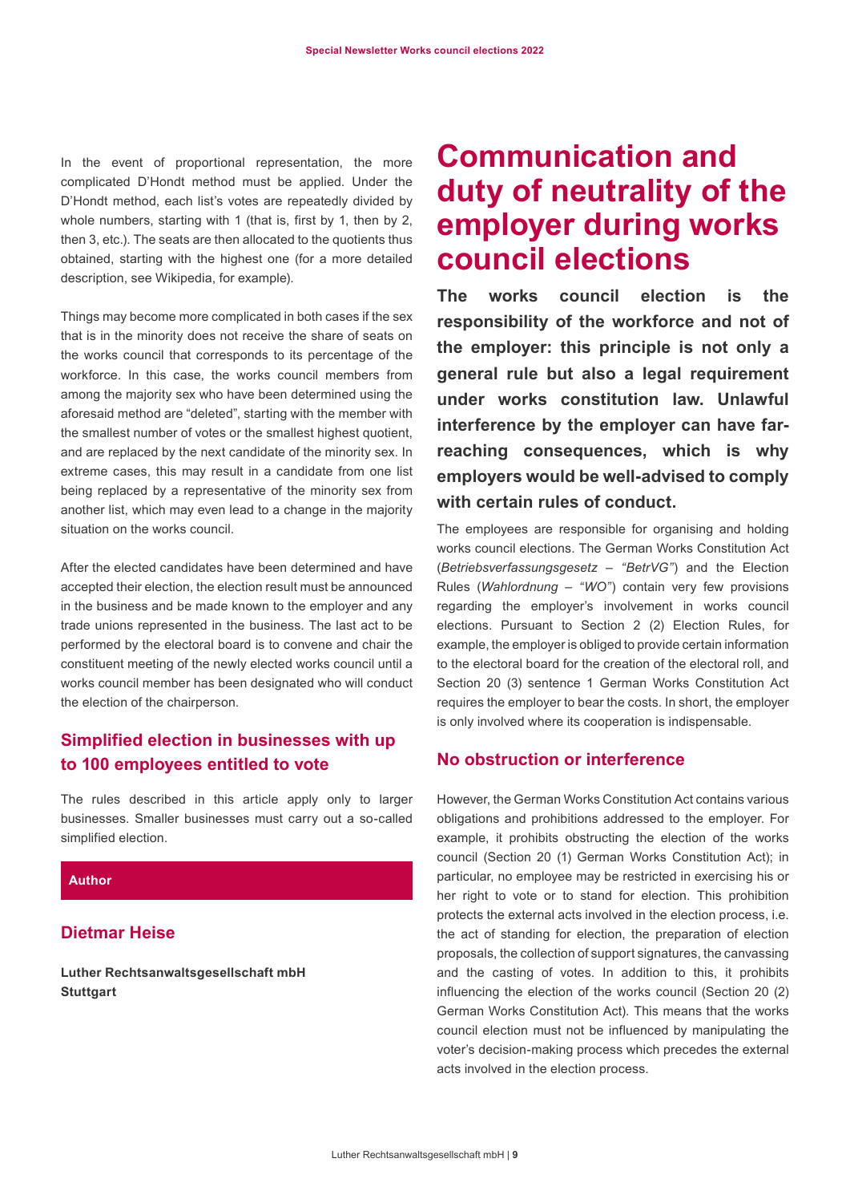In the event of proportional representation, the more complicated D'Hondt method must be applied. Under the D'Hondt method, each list's votes are repeatedly divided by whole numbers, starting with 1 (that is, first by 1, then by 2, then 3, etc.). The seats are then allocated to the quotients thus obtained, starting with the highest one (for a more detailed description, see Wikipedia, for example).

Things may become more complicated in both cases if the sex that is in the minority does not receive the share of seats on the works council that corresponds to its percentage of the workforce. In this case, the works council members from among the majority sex who have been determined using the aforesaid method are "deleted", starting with the member with the smallest number of votes or the smallest highest quotient, and are replaced by the next candidate of the minority sex. In extreme cases, this may result in a candidate from one list being replaced by a representative of the minority sex from another list, which may even lead to a change in the majority situation on the works council.

After the elected candidates have been determined and have accepted their election, the election result must be announced in the business and be made known to the employer and any trade unions represented in the business. The last act to be performed by the electoral board is to convene and chair the constituent meeting of the newly elected works council until a works council member has been designated who will conduct the election of the chairperson.

### Simplified election in businesses with up to 100 employees entitled to vote

The rules described in this article apply only to larger businesses. Smaller businesses must carry out a so-called simplified election.

**Author**

### Dietmar Heise

**Luther Rechtsanwaltsgesellschaft mbH**
**Stuttgart**

# Communication and duty of neutrality of the employer during works council elections

**The works council election is the responsibility of the workforce and not of the employer: this principle is not only a general rule but also a legal requirement under works constitution law. Unlawful interference by the employer can have far-reaching consequences, which is why employers would be well-advised to comply with certain rules of conduct.**

The employees are responsible for organising and holding works council elections. The German Works Constitution Act (*Betriebsverfassungsgesetz* – *"BetrVG"*) and the Election Rules (*Wahlordnung* – *"WO"*) contain very few provisions regarding the employer's involvement in works council elections. Pursuant to Section 2 (2) Election Rules, for example, the employer is obliged to provide certain information to the electoral board for the creation of the electoral roll, and Section 20 (3) sentence 1 German Works Constitution Act requires the employer to bear the costs. In short, the employer is only involved where its cooperation is indispensable.

### No obstruction or interference

However, the German Works Constitution Act contains various obligations and prohibitions addressed to the employer. For example, it prohibits obstructing the election of the works council (Section 20 (1) German Works Constitution Act); in particular, no employee may be restricted in exercising his or her right to vote or to stand for election. This prohibition protects the external acts involved in the election process, i.e. the act of standing for election, the preparation of election proposals, the collection of support signatures, the canvassing and the casting of votes. In addition to this, it prohibits influencing the election of the works council (Section 20 (2) German Works Constitution Act). This means that the works council election must not be influenced by manipulating the voter's decision-making process which precedes the external acts involved in the election process.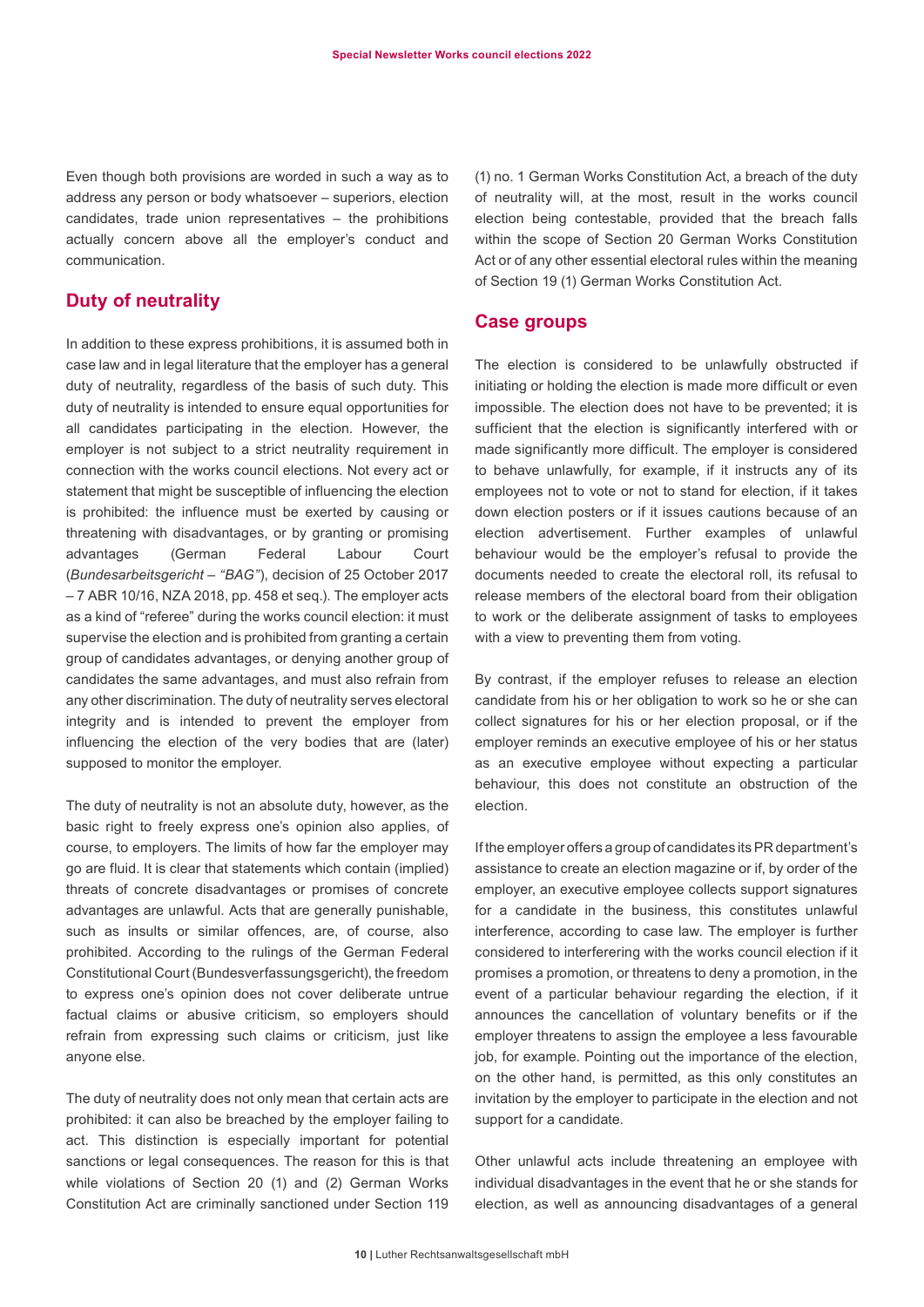Even though both provisions are worded in such a way as to address any person or body whatsoever – superiors, election candidates, trade union representatives – the prohibitions actually concern above all the employer's conduct and communication.

## Duty of neutrality

In addition to these express prohibitions, it is assumed both in case law and in legal literature that the employer has a general duty of neutrality, regardless of the basis of such duty. This duty of neutrality is intended to ensure equal opportunities for all candidates participating in the election. However, the employer is not subject to a strict neutrality requirement in connection with the works council elections. Not every act or statement that might be susceptible of influencing the election is prohibited: the influence must be exerted by causing or threatening with disadvantages, or by granting or promising advantages (German Federal Labour Court (*Bundesarbeitsgericht – "BAG"*), decision of 25 October 2017 – 7 ABR 10/16, NZA 2018, pp. 458 et seq.). The employer acts as a kind of "referee" during the works council election: it must supervise the election and is prohibited from granting a certain group of candidates advantages, or denying another group of candidates the same advantages, and must also refrain from any other discrimination. The duty of neutrality serves electoral integrity and is intended to prevent the employer from influencing the election of the very bodies that are (later) supposed to monitor the employer.

The duty of neutrality is not an absolute duty, however, as the basic right to freely express one's opinion also applies, of course, to employers. The limits of how far the employer may go are fluid. It is clear that statements which contain (implied) threats of concrete disadvantages or promises of concrete advantages are unlawful. Acts that are generally punishable, such as insults or similar offences, are, of course, also prohibited. According to the rulings of the German Federal Constitutional Court (Bundesverfassungsgericht), the freedom to express one's opinion does not cover deliberate untrue factual claims or abusive criticism, so employers should refrain from expressing such claims or criticism, just like anyone else.

The duty of neutrality does not only mean that certain acts are prohibited: it can also be breached by the employer failing to act. This distinction is especially important for potential sanctions or legal consequences. The reason for this is that while violations of Section 20 (1) and (2) German Works Constitution Act are criminally sanctioned under Section 119 (1) no. 1 German Works Constitution Act, a breach of the duty of neutrality will, at the most, result in the works council election being contestable, provided that the breach falls within the scope of Section 20 German Works Constitution Act or of any other essential electoral rules within the meaning of Section 19 (1) German Works Constitution Act.

## Case groups

The election is considered to be unlawfully obstructed if initiating or holding the election is made more difficult or even impossible. The election does not have to be prevented; it is sufficient that the election is significantly interfered with or made significantly more difficult. The employer is considered to behave unlawfully, for example, if it instructs any of its employees not to vote or not to stand for election, if it takes down election posters or if it issues cautions because of an election advertisement. Further examples of unlawful behaviour would be the employer's refusal to provide the documents needed to create the electoral roll, its refusal to release members of the electoral board from their obligation to work or the deliberate assignment of tasks to employees with a view to preventing them from voting.

By contrast, if the employer refuses to release an election candidate from his or her obligation to work so he or she can collect signatures for his or her election proposal, or if the employer reminds an executive employee of his or her status as an executive employee without expecting a particular behaviour, this does not constitute an obstruction of the election.

If the employer offers a group of candidates its PR department's assistance to create an election magazine or if, by order of the employer, an executive employee collects support signatures for a candidate in the business, this constitutes unlawful interference, according to case law. The employer is further considered to interferering with the works council election if it promises a promotion, or threatens to deny a promotion, in the event of a particular behaviour regarding the election, if it announces the cancellation of voluntary benefits or if the employer threatens to assign the employee a less favourable job, for example. Pointing out the importance of the election, on the other hand, is permitted, as this only constitutes an invitation by the employer to participate in the election and not support for a candidate.

Other unlawful acts include threatening an employee with individual disadvantages in the event that he or she stands for election, as well as announcing disadvantages of a general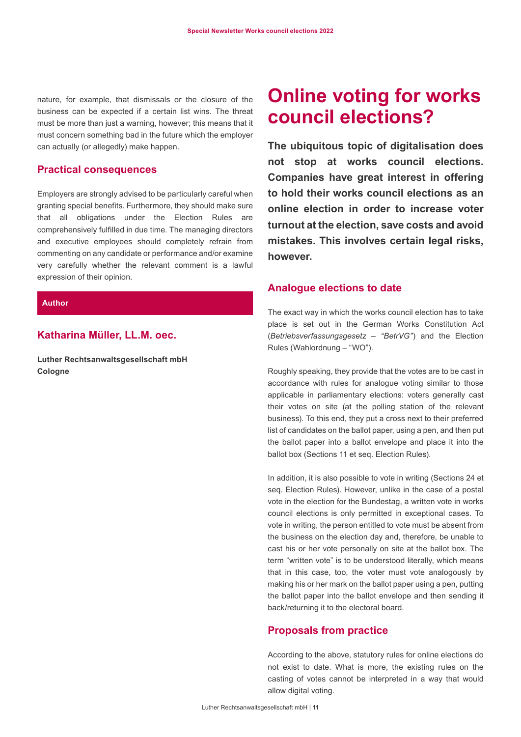nature, for example, that dismissals or the closure of the business can be expected if a certain list wins. The threat must be more than just a warning, however; this means that it must concern something bad in the future which the employer can actually (or allegedly) make happen.

## Practical consequences

Employers are strongly advised to be particularly careful when granting special benefits. Furthermore, they should make sure that all obligations under the Election Rules are comprehensively fulfilled in due time. The managing directors and executive employees should completely refrain from commenting on any candidate or performance and/or examine very carefully whether the relevant comment is a lawful expression of their opinion.

**Author**

### Katharina Müller, LL.M. oec.

**Luther Rechtsanwaltsgesellschaft mbH**
**Cologne**

# Online voting for works council elections?

**The ubiquitous topic of digitalisation does not stop at works council elections. Companies have great interest in offering to hold their works council elections as an online election in order to increase voter turnout at the election, save costs and avoid mistakes. This involves certain legal risks, however.**

## Analogue elections to date

The exact way in which the works council election has to take place is set out in the German Works Constitution Act (*Betriebsverfassungsgesetz – "BetrVG"*) and the Election Rules (Wahlordnung – "WO").

Roughly speaking, they provide that the votes are to be cast in accordance with rules for analogue voting similar to those applicable in parliamentary elections: voters generally cast their votes on site (at the polling station of the relevant business). To this end, they put a cross next to their preferred list of candidates on the ballot paper, using a pen, and then put the ballot paper into a ballot envelope and place it into the ballot box (Sections 11 et seq. Election Rules).

In addition, it is also possible to vote in writing (Sections 24 et seq. Election Rules). However, unlike in the case of a postal vote in the election for the Bundestag, a written vote in works council elections is only permitted in exceptional cases. To vote in writing, the person entitled to vote must be absent from the business on the election day and, therefore, be unable to cast his or her vote personally on site at the ballot box. The term "written vote" is to be understood literally, which means that in this case, too, the voter must vote analogously by making his or her mark on the ballot paper using a pen, putting the ballot paper into the ballot envelope and then sending it back/returning it to the electoral board.

## Proposals from practice

According to the above, statutory rules for online elections do not exist to date. What is more, the existing rules on the casting of votes cannot be interpreted in a way that would allow digital voting.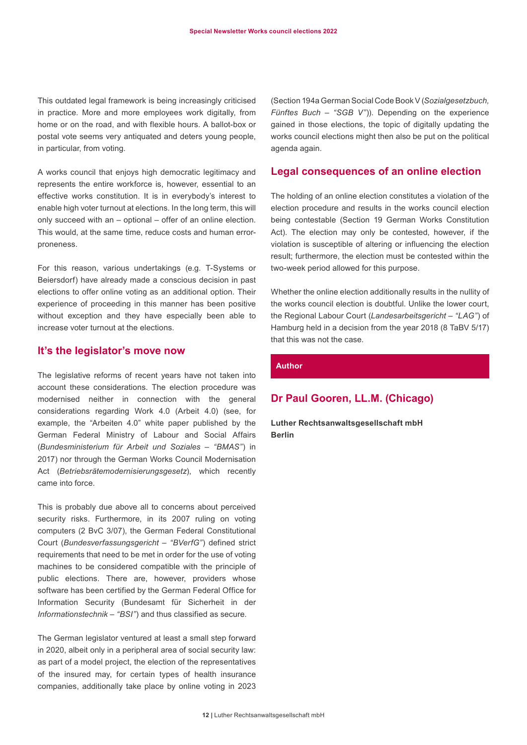This outdated legal framework is being increasingly criticised in practice. More and more employees work digitally, from home or on the road, and with flexible hours. A ballot-box or postal vote seems very antiquated and deters young people, in particular, from voting.

A works council that enjoys high democratic legitimacy and represents the entire workforce is, however, essential to an effective works constitution. It is in everybody's interest to enable high voter turnout at elections. In the long term, this will only succeed with an – optional – offer of an online election. This would, at the same time, reduce costs and human error-proneness.

For this reason, various undertakings (e.g. T-Systems or Beiersdorf) have already made a conscious decision in past elections to offer online voting as an additional option. Their experience of proceeding in this manner has been positive without exception and they have especially been able to increase voter turnout at the elections.

## It's the legislator's move now

The legislative reforms of recent years have not taken into account these considerations. The election procedure was modernised neither in connection with the general considerations regarding Work 4.0 (Arbeit 4.0) (see, for example, the "Arbeiten 4.0" white paper published by the German Federal Ministry of Labour and Social Affairs (*Bundesministerium für Arbeit und Soziales – "BMAS"*) in 2017) nor through the German Works Council Modernisation Act (*Betriebsrätemodernisierungsgesetz*), which recently came into force.

This is probably due above all to concerns about perceived security risks. Furthermore, in its 2007 ruling on voting computers (2 BvC 3/07), the German Federal Constitutional Court (*Bundesverfassungsgericht – "BVerfG"*) defined strict requirements that need to be met in order for the use of voting machines to be considered compatible with the principle of public elections. There are, however, providers whose software has been certified by the German Federal Office for Information Security (Bundesamt für Sicherheit in der *Informationstechnik – "BSI"*) and thus classified as secure.

The German legislator ventured at least a small step forward in 2020, albeit only in a peripheral area of social security law: as part of a model project, the election of the representatives of the insured may, for certain types of health insurance companies, additionally take place by online voting in 2023 (Section 194a German Social Code Book V (*Sozialgesetzbuch, Fünftes Buch – "SGB V"*)). Depending on the experience gained in those elections, the topic of digitally updating the works council elections might then also be put on the political agenda again.

## Legal consequences of an online election

The holding of an online election constitutes a violation of the election procedure and results in the works council election being contestable (Section 19 German Works Constitution Act). The election may only be contested, however, if the violation is susceptible of altering or influencing the election result; furthermore, the election must be contested within the two-week period allowed for this purpose.

Whether the online election additionally results in the nullity of the works council election is doubtful. Unlike the lower court, the Regional Labour Court (*Landesarbeitsgericht – "LAG"*) of Hamburg held in a decision from the year 2018 (8 TaBV 5/17) that this was not the case.

**Author**

## Dr Paul Gooren, LL.M. (Chicago)

**Luther Rechtsanwaltsgesellschaft mbH**
**Berlin**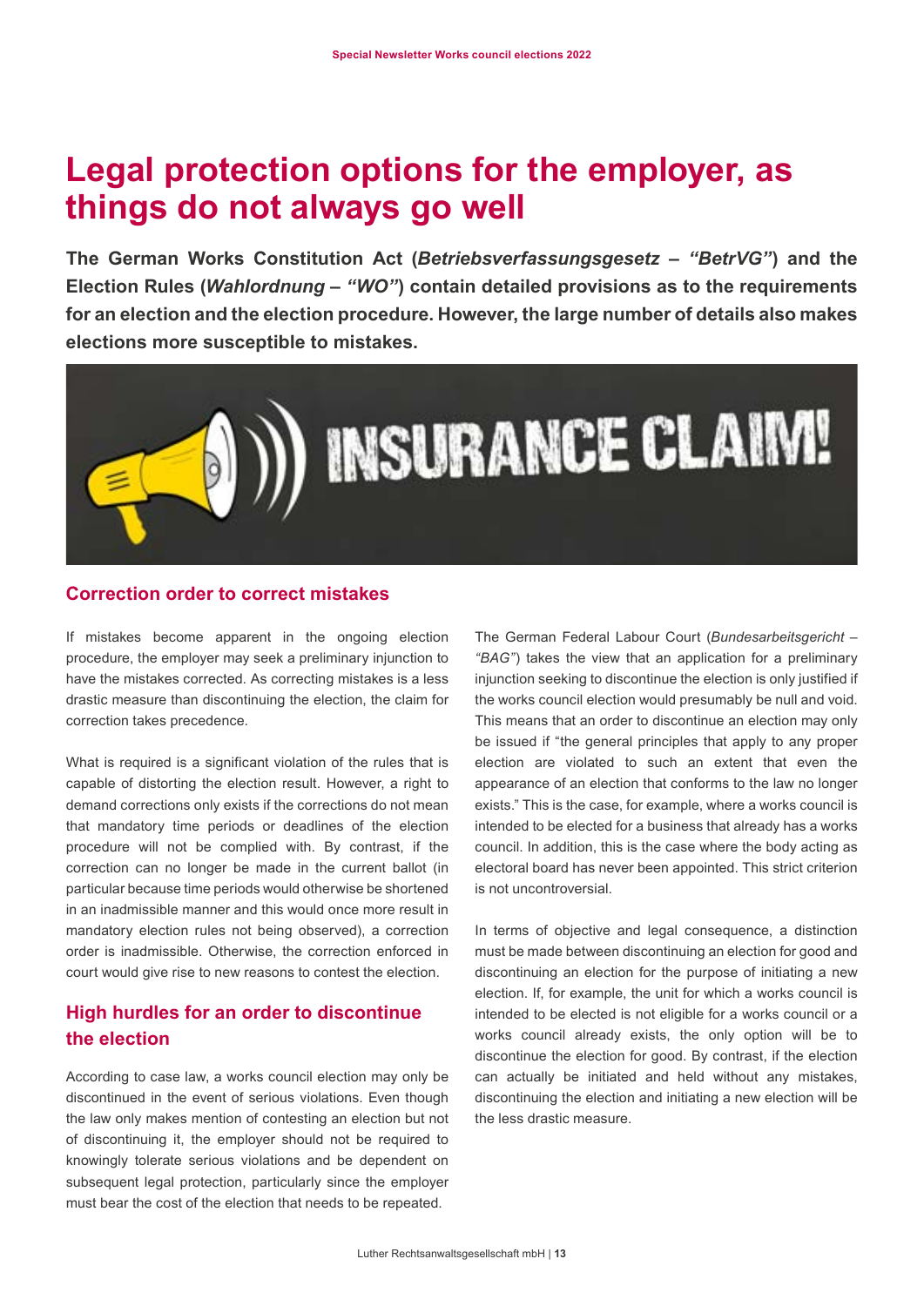# Legal protection options for the employer, as things do not always go well

**The German Works Constitution Act (*Betriebsverfassungsgesetz – "BetrVG"*) and the Election Rules (*Wahlordnung – "WO"*) contain detailed provisions as to the requirements for an election and the election procedure. However, the large number of details also makes elections more susceptible to mistakes.**

## Correction order to correct mistakes

If mistakes become apparent in the ongoing election procedure, the employer may seek a preliminary injunction to have the mistakes corrected. As correcting mistakes is a less drastic measure than discontinuing the election, the claim for correction takes precedence.

What is required is a significant violation of the rules that is capable of distorting the election result. However, a right to demand corrections only exists if the corrections do not mean that mandatory time periods or deadlines of the election procedure will not be complied with. By contrast, if the correction can no longer be made in the current ballot (in particular because time periods would otherwise be shortened in an inadmissible manner and this would once more result in mandatory election rules not being observed), a correction order is inadmissible. Otherwise, the correction enforced in court would give rise to new reasons to contest the election.

## High hurdles for an order to discontinue the election

According to case law, a works council election may only be discontinued in the event of serious violations. Even though the law only makes mention of contesting an election but not of discontinuing it, the employer should not be required to knowingly tolerate serious violations and be dependent on subsequent legal protection, particularly since the employer must bear the cost of the election that needs to be repeated.

The German Federal Labour Court (*Bundesarbeitsgericht – "BAG"*) takes the view that an application for a preliminary injunction seeking to discontinue the election is only justified if the works council election would presumably be null and void. This means that an order to discontinue an election may only be issued if "the general principles that apply to any proper election are violated to such an extent that even the appearance of an election that conforms to the law no longer exists." This is the case, for example, where a works council is intended to be elected for a business that already has a works council. In addition, this is the case where the body acting as electoral board has never been appointed. This strict criterion is not uncontroversial.

In terms of objective and legal consequence, a distinction must be made between discontinuing an election for good and discontinuing an election for the purpose of initiating a new election. If, for example, the unit for which a works council is intended to be elected is not eligible for a works council or a works council already exists, the only option will be to discontinue the election for good. By contrast, if the election can actually be initiated and held without any mistakes, discontinuing the election and initiating a new election will be the less drastic measure.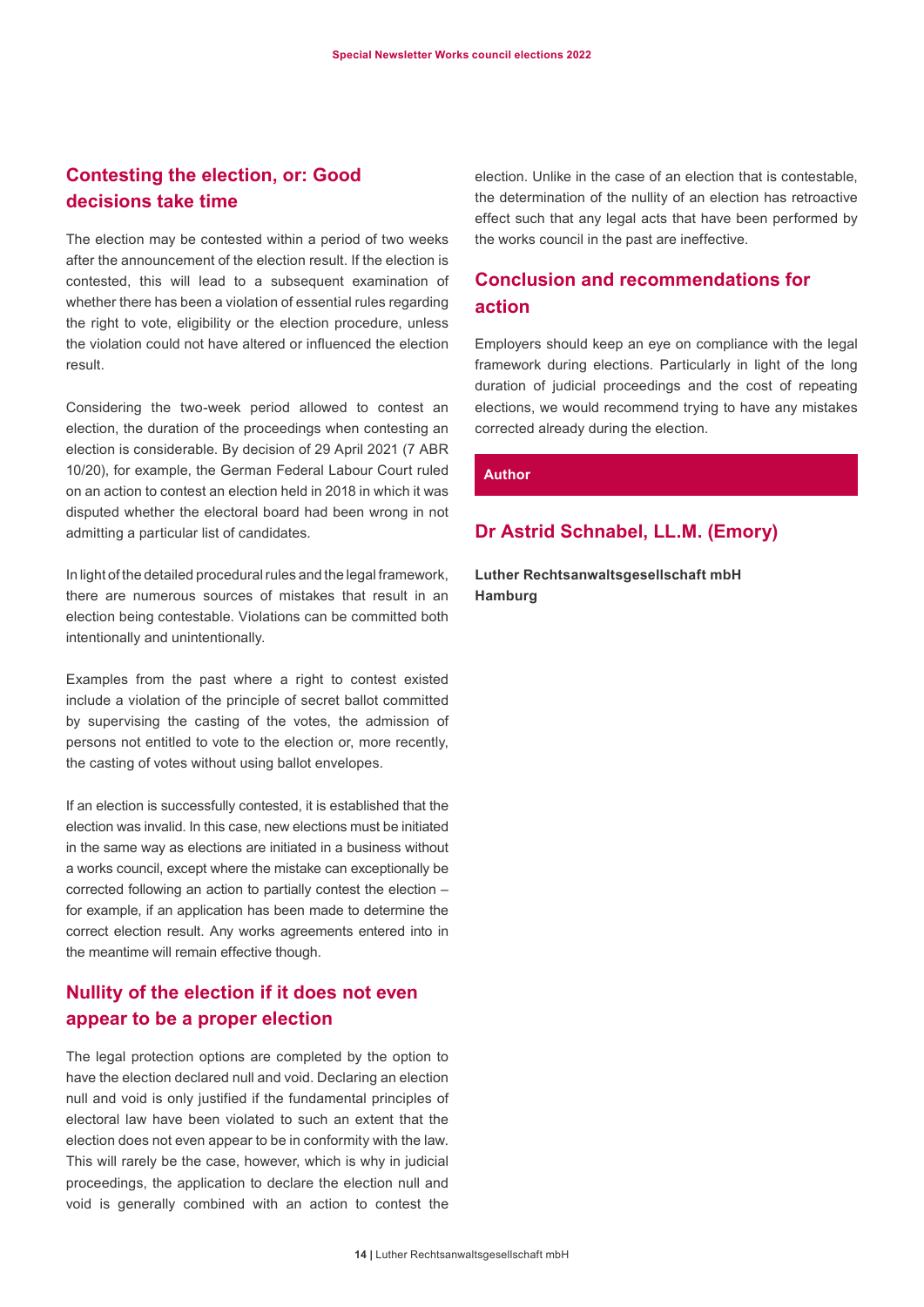## Contesting the election, or: Good decisions take time

The election may be contested within a period of two weeks after the announcement of the election result. If the election is contested, this will lead to a subsequent examination of whether there has been a violation of essential rules regarding the right to vote, eligibility or the election procedure, unless the violation could not have altered or influenced the election result.

Considering the two-week period allowed to contest an election, the duration of the proceedings when contesting an election is considerable. By decision of 29 April 2021 (7 ABR 10/20), for example, the German Federal Labour Court ruled on an action to contest an election held in 2018 in which it was disputed whether the electoral board had been wrong in not admitting a particular list of candidates.

In light of the detailed procedural rules and the legal framework, there are numerous sources of mistakes that result in an election being contestable. Violations can be committed both intentionally and unintentionally.

Examples from the past where a right to contest existed include a violation of the principle of secret ballot committed by supervising the casting of the votes, the admission of persons not entitled to vote to the election or, more recently, the casting of votes without using ballot envelopes.

If an election is successfully contested, it is established that the election was invalid. In this case, new elections must be initiated in the same way as elections are initiated in a business without a works council, except where the mistake can exceptionally be corrected following an action to partially contest the election – for example, if an application has been made to determine the correct election result. Any works agreements entered into in the meantime will remain effective though.

## Nullity of the election if it does not even appear to be a proper election

The legal protection options are completed by the option to have the election declared null and void. Declaring an election null and void is only justified if the fundamental principles of electoral law have been violated to such an extent that the election does not even appear to be in conformity with the law. This will rarely be the case, however, which is why in judicial proceedings, the application to declare the election null and void is generally combined with an action to contest the election. Unlike in the case of an election that is contestable, the determination of the nullity of an election has retroactive effect such that any legal acts that have been performed by the works council in the past are ineffective.

## Conclusion and recommendations for action

Employers should keep an eye on compliance with the legal framework during elections. Particularly in light of the long duration of judicial proceedings and the cost of repeating elections, we would recommend trying to have any mistakes corrected already during the election.

**Author**

## Dr Astrid Schnabel, LL.M. (Emory)

**Luther Rechtsanwaltsgesellschaft mbH**
**Hamburg**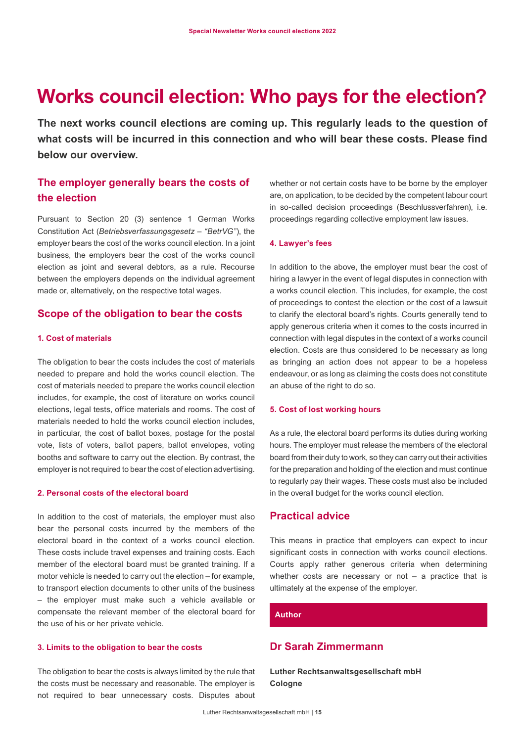# Works council election: Who pays for the election?

**The next works council elections are coming up. This regularly leads to the question of what costs will be incurred in this connection and who will bear these costs. Please find below our overview.**

## The employer generally bears the costs of the election

Pursuant to Section 20 (3) sentence 1 German Works Constitution Act (*Betriebsverfassungsgesetz* – *"BetrVG"*), the employer bears the cost of the works council election. In a joint business, the employers bear the cost of the works council election as joint and several debtors, as a rule. Recourse between the employers depends on the individual agreement made or, alternatively, on the respective total wages.

## Scope of the obligation to bear the costs

### 1. Cost of materials

The obligation to bear the costs includes the cost of materials needed to prepare and hold the works council election. The cost of materials needed to prepare the works council election includes, for example, the cost of literature on works council elections, legal tests, office materials and rooms. The cost of materials needed to hold the works council election includes, in particular, the cost of ballot boxes, postage for the postal vote, lists of voters, ballot papers, ballot envelopes, voting booths and software to carry out the election. By contrast, the employer is not required to bear the cost of election advertising.

### 2. Personal costs of the electoral board

In addition to the cost of materials, the employer must also bear the personal costs incurred by the members of the electoral board in the context of a works council election. These costs include travel expenses and training costs. Each member of the electoral board must be granted training. If a motor vehicle is needed to carry out the election – for example, to transport election documents to other units of the business – the employer must make such a vehicle available or compensate the relevant member of the electoral board for the use of his or her private vehicle.

### 3. Limits to the obligation to bear the costs

The obligation to bear the costs is always limited by the rule that the costs must be necessary and reasonable. The employer is not required to bear unnecessary costs. Disputes about whether or not certain costs have to be borne by the employer are, on application, to be decided by the competent labour court in so-called decision proceedings (Beschlussverfahren), i.e. proceedings regarding collective employment law issues.

### 4. Lawyer's fees

In addition to the above, the employer must bear the cost of hiring a lawyer in the event of legal disputes in connection with a works council election. This includes, for example, the cost of proceedings to contest the election or the cost of a lawsuit to clarify the electoral board's rights. Courts generally tend to apply generous criteria when it comes to the costs incurred in connection with legal disputes in the context of a works council election. Costs are thus considered to be necessary as long as bringing an action does not appear to be a hopeless endeavour, or as long as claiming the costs does not constitute an abuse of the right to do so.

### 5. Cost of lost working hours

As a rule, the electoral board performs its duties during working hours. The employer must release the members of the electoral board from their duty to work, so they can carry out their activities for the preparation and holding of the election and must continue to regularly pay their wages. These costs must also be included in the overall budget for the works council election.

## Practical advice

This means in practice that employers can expect to incur significant costs in connection with works council elections. Courts apply rather generous criteria when determining whether costs are necessary or not – a practice that is ultimately at the expense of the employer.

**Author**

## Dr Sarah Zimmermann

**Luther Rechtsanwaltsgesellschaft mbH**
**Cologne**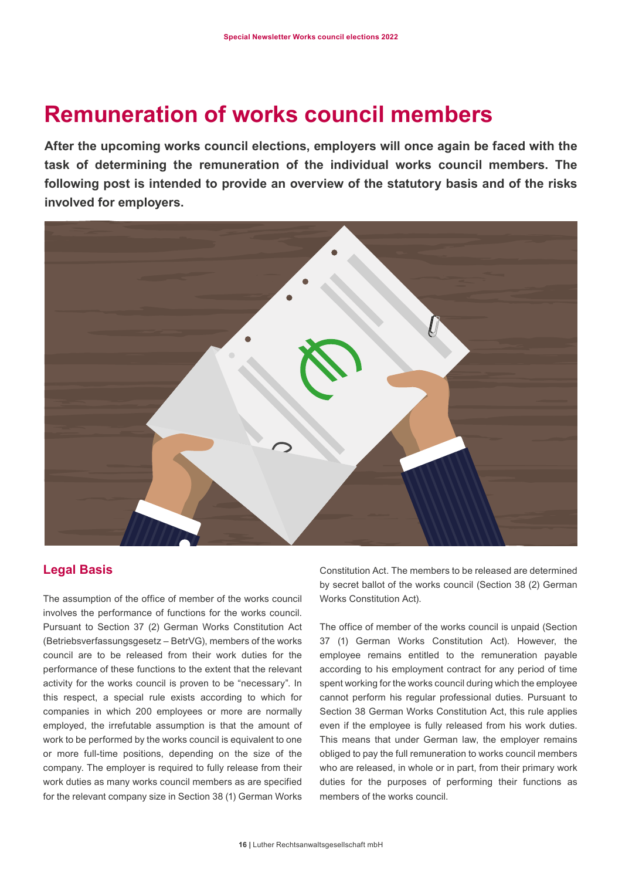# Remuneration of works council members

**After the upcoming works council elections, employers will once again be faced with the task of determining the remuneration of the individual works council members. The following post is intended to provide an overview of the statutory basis and of the risks involved for employers.**

## Legal Basis

The assumption of the office of member of the works council involves the performance of functions for the works council. Pursuant to Section 37 (2) German Works Constitution Act (Betriebsverfassungsgesetz – BetrVG), members of the works council are to be released from their work duties for the performance of these functions to the extent that the relevant activity for the works council is proven to be "necessary". In this respect, a special rule exists according to which for companies in which 200 employees or more are normally employed, the irrefutable assumption is that the amount of work to be performed by the works council is equivalent to one or more full-time positions, depending on the size of the company. The employer is required to fully release from their work duties as many works council members as are specified for the relevant company size in Section 38 (1) German Works Constitution Act. The members to be released are determined by secret ballot of the works council (Section 38 (2) German Works Constitution Act).

The office of member of the works council is unpaid (Section 37 (1) German Works Constitution Act). However, the employee remains entitled to the remuneration payable according to his employment contract for any period of time spent working for the works council during which the employee cannot perform his regular professional duties. Pursuant to Section 38 German Works Constitution Act, this rule applies even if the employee is fully released from his work duties. This means that under German law, the employer remains obliged to pay the full remuneration to works council members who are released, in whole or in part, from their primary work duties for the purposes of performing their functions as members of the works council.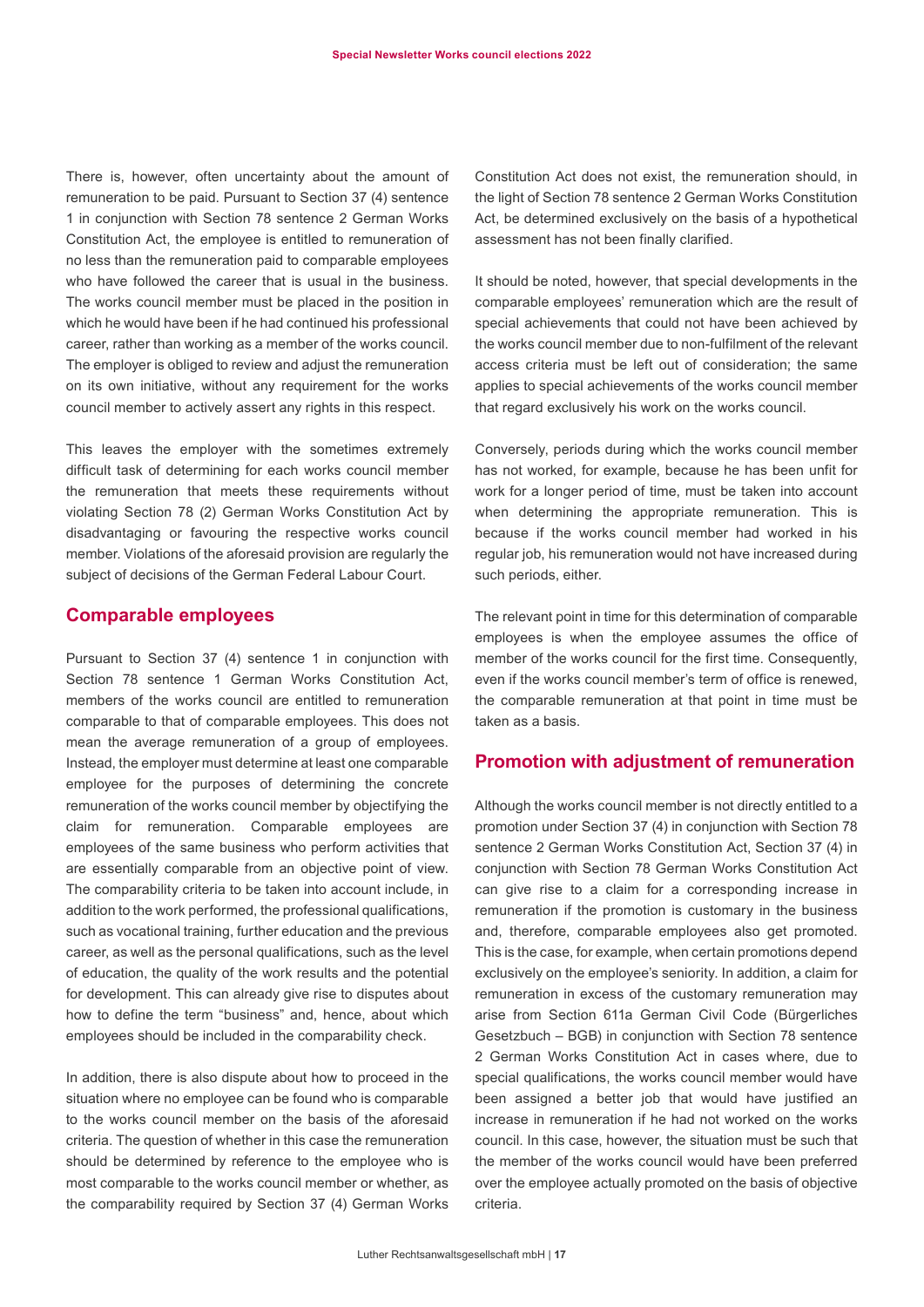There is, however, often uncertainty about the amount of remuneration to be paid. Pursuant to Section 37 (4) sentence 1 in conjunction with Section 78 sentence 2 German Works Constitution Act, the employee is entitled to remuneration of no less than the remuneration paid to comparable employees who have followed the career that is usual in the business. The works council member must be placed in the position in which he would have been if he had continued his professional career, rather than working as a member of the works council. The employer is obliged to review and adjust the remuneration on its own initiative, without any requirement for the works council member to actively assert any rights in this respect.

This leaves the employer with the sometimes extremely difficult task of determining for each works council member the remuneration that meets these requirements without violating Section 78 (2) German Works Constitution Act by disadvantaging or favouring the respective works council member. Violations of the aforesaid provision are regularly the subject of decisions of the German Federal Labour Court.

## Comparable employees

Pursuant to Section 37 (4) sentence 1 in conjunction with Section 78 sentence 1 German Works Constitution Act, members of the works council are entitled to remuneration comparable to that of comparable employees. This does not mean the average remuneration of a group of employees. Instead, the employer must determine at least one comparable employee for the purposes of determining the concrete remuneration of the works council member by objectifying the claim for remuneration. Comparable employees are employees of the same business who perform activities that are essentially comparable from an objective point of view. The comparability criteria to be taken into account include, in addition to the work performed, the professional qualifications, such as vocational training, further education and the previous career, as well as the personal qualifications, such as the level of education, the quality of the work results and the potential for development. This can already give rise to disputes about how to define the term "business" and, hence, about which employees should be included in the comparability check.

In addition, there is also dispute about how to proceed in the situation where no employee can be found who is comparable to the works council member on the basis of the aforesaid criteria. The question of whether in this case the remuneration should be determined by reference to the employee who is most comparable to the works council member or whether, as the comparability required by Section 37 (4) German Works Constitution Act does not exist, the remuneration should, in the light of Section 78 sentence 2 German Works Constitution Act, be determined exclusively on the basis of a hypothetical assessment has not been finally clarified.

It should be noted, however, that special developments in the comparable employees' remuneration which are the result of special achievements that could not have been achieved by the works council member due to non-fulfilment of the relevant access criteria must be left out of consideration; the same applies to special achievements of the works council member that regard exclusively his work on the works council.

Conversely, periods during which the works council member has not worked, for example, because he has been unfit for work for a longer period of time, must be taken into account when determining the appropriate remuneration. This is because if the works council member had worked in his regular job, his remuneration would not have increased during such periods, either.

The relevant point in time for this determination of comparable employees is when the employee assumes the office of member of the works council for the first time. Consequently, even if the works council member's term of office is renewed, the comparable remuneration at that point in time must be taken as a basis.

## Promotion with adjustment of remuneration

Although the works council member is not directly entitled to a promotion under Section 37 (4) in conjunction with Section 78 sentence 2 German Works Constitution Act, Section 37 (4) in conjunction with Section 78 German Works Constitution Act can give rise to a claim for a corresponding increase in remuneration if the promotion is customary in the business and, therefore, comparable employees also get promoted. This is the case, for example, when certain promotions depend exclusively on the employee's seniority. In addition, a claim for remuneration in excess of the customary remuneration may arise from Section 611a German Civil Code (Bürgerliches Gesetzbuch – BGB) in conjunction with Section 78 sentence 2 German Works Constitution Act in cases where, due to special qualifications, the works council member would have been assigned a better job that would have justified an increase in remuneration if he had not worked on the works council. In this case, however, the situation must be such that the member of the works council would have been preferred over the employee actually promoted on the basis of objective criteria.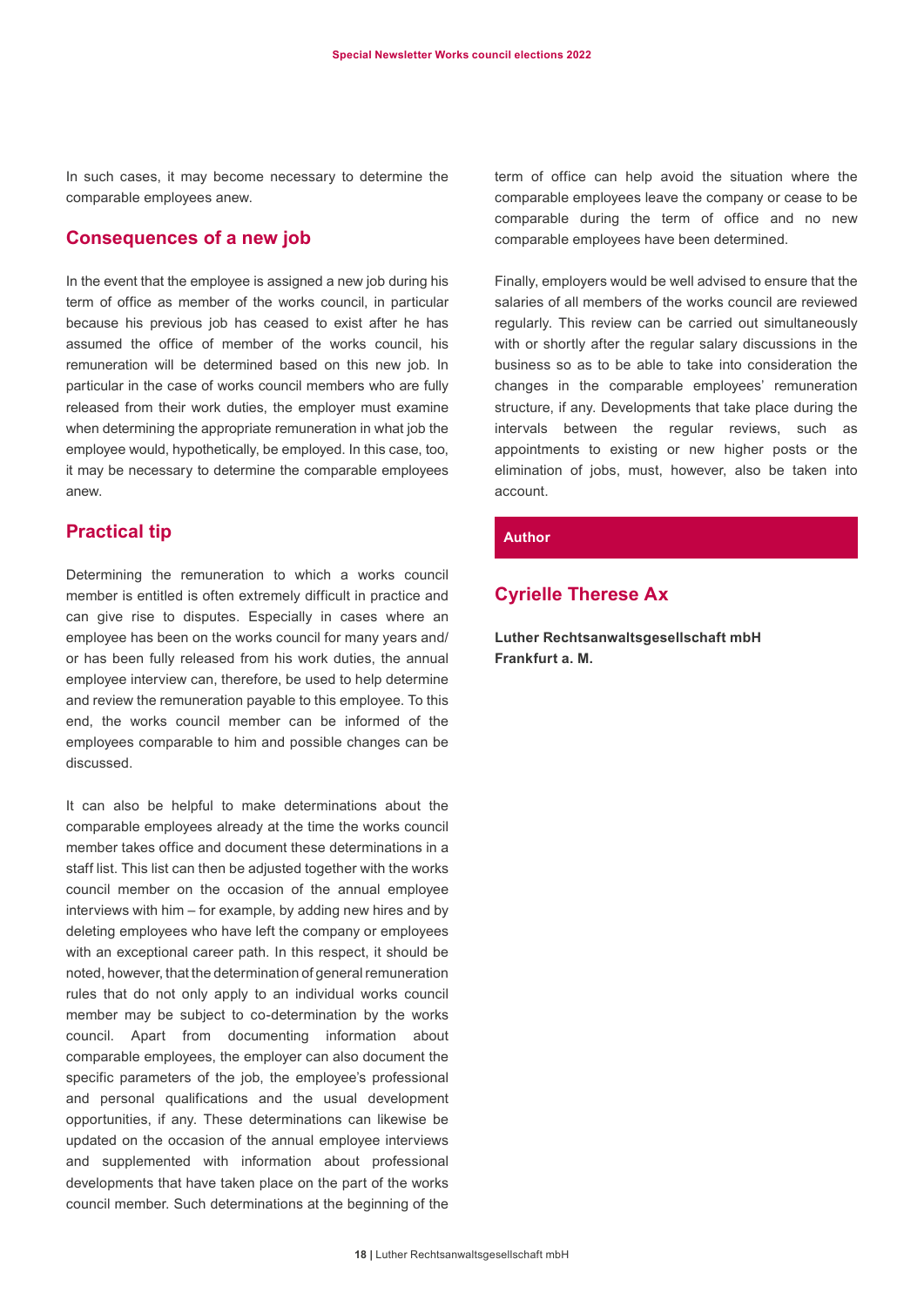In such cases, it may become necessary to determine the comparable employees anew.

## Consequences of a new job

In the event that the employee is assigned a new job during his term of office as member of the works council, in particular because his previous job has ceased to exist after he has assumed the office of member of the works council, his remuneration will be determined based on this new job. In particular in the case of works council members who are fully released from their work duties, the employer must examine when determining the appropriate remuneration in what job the employee would, hypothetically, be employed. In this case, too, it may be necessary to determine the comparable employees anew.

## Practical tip

Determining the remuneration to which a works council member is entitled is often extremely difficult in practice and can give rise to disputes. Especially in cases where an employee has been on the works council for many years and/or has been fully released from his work duties, the annual employee interview can, therefore, be used to help determine and review the remuneration payable to this employee. To this end, the works council member can be informed of the employees comparable to him and possible changes can be discussed.

It can also be helpful to make determinations about the comparable employees already at the time the works council member takes office and document these determinations in a staff list. This list can then be adjusted together with the works council member on the occasion of the annual employee interviews with him – for example, by adding new hires and by deleting employees who have left the company or employees with an exceptional career path. In this respect, it should be noted, however, that the determination of general remuneration rules that do not only apply to an individual works council member may be subject to co-determination by the works council. Apart from documenting information about comparable employees, the employer can also document the specific parameters of the job, the employee's professional and personal qualifications and the usual development opportunities, if any. These determinations can likewise be updated on the occasion of the annual employee interviews and supplemented with information about professional developments that have taken place on the part of the works council member. Such determinations at the beginning of the term of office can help avoid the situation where the comparable employees leave the company or cease to be comparable during the term of office and no new comparable employees have been determined.

Finally, employers would be well advised to ensure that the salaries of all members of the works council are reviewed regularly. This review can be carried out simultaneously with or shortly after the regular salary discussions in the business so as to be able to take into consideration the changes in the comparable employees' remuneration structure, if any. Developments that take place during the intervals between the regular reviews, such as appointments to existing or new higher posts or the elimination of jobs, must, however, also be taken into account.

**Author**

## Cyrielle Therese Ax

**Luther Rechtsanwaltsgesellschaft mbH**
**Frankfurt a. M.**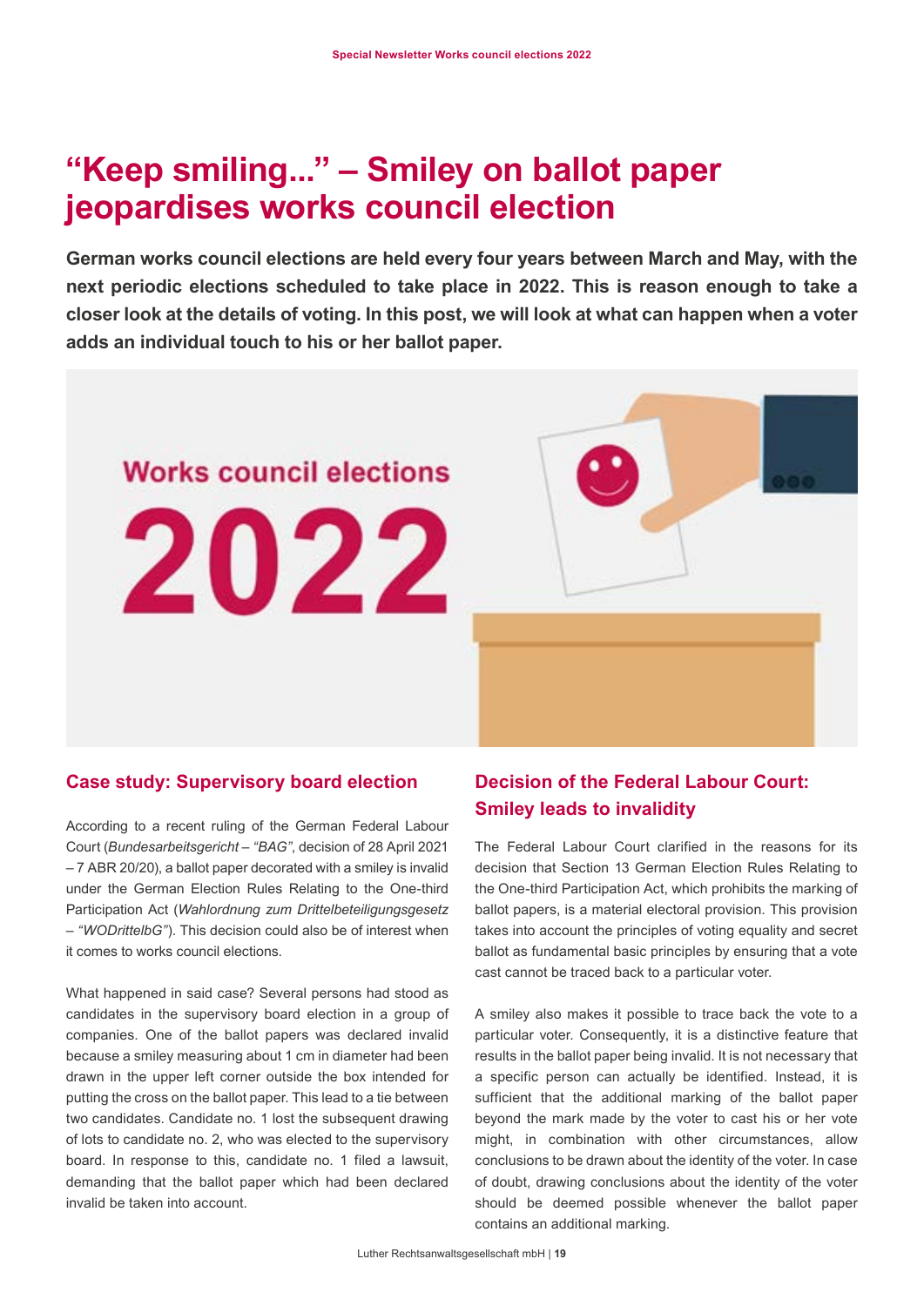# "Keep smiling..." – Smiley on ballot paper jeopardises works council election

**German works council elections are held every four years between March and May, with the next periodic elections scheduled to take place in 2022. This is reason enough to take a closer look at the details of voting. In this post, we will look at what can happen when a voter adds an individual touch to his or her ballot paper.**

Works council elections

2022

## Case study: Supervisory board election

According to a recent ruling of the German Federal Labour Court (*Bundesarbeitsgericht* – *"BAG"*, decision of 28 April 2021 – 7 ABR 20/20), a ballot paper decorated with a smiley is invalid under the German Election Rules Relating to the One-third Participation Act (*Wahlordnung zum Drittelbeteiligungsgesetz* – *"WODrittelbG"*). This decision could also be of interest when it comes to works council elections.

What happened in said case? Several persons had stood as candidates in the supervisory board election in a group of companies. One of the ballot papers was declared invalid because a smiley measuring about 1 cm in diameter had been drawn in the upper left corner outside the box intended for putting the cross on the ballot paper. This led to a tie between two candidates. Candidate no. 1 lost the subsequent drawing of lots to candidate no. 2, who was elected to the supervisory board. In response to this, candidate no. 1 filed a lawsuit, demanding that the ballot paper which had been declared invalid be taken into account.

## Decision of the Federal Labour Court: Smiley leads to invalidity

The Federal Labour Court clarified in the reasons for its decision that Section 13 German Election Rules Relating to the One-third Participation Act, which prohibits the marking of ballot papers, is a material electoral provision. This provision takes into account the principles of voting equality and secret ballot as fundamental basic principles by ensuring that a vote cast cannot be traced back to a particular voter.

A smiley also makes it possible to trace back the vote to a particular voter. Consequently, it is a distinctive feature that results in the ballot paper being invalid. It is not necessary that a specific person can actually be identified. Instead, it is sufficient that the additional marking of the ballot paper beyond the mark made by the voter to cast his or her vote might, in combination with other circumstances, allow conclusions to be drawn about the identity of the voter. In case of doubt, drawing conclusions about the identity of the voter should be deemed possible whenever the ballot paper contains an additional marking.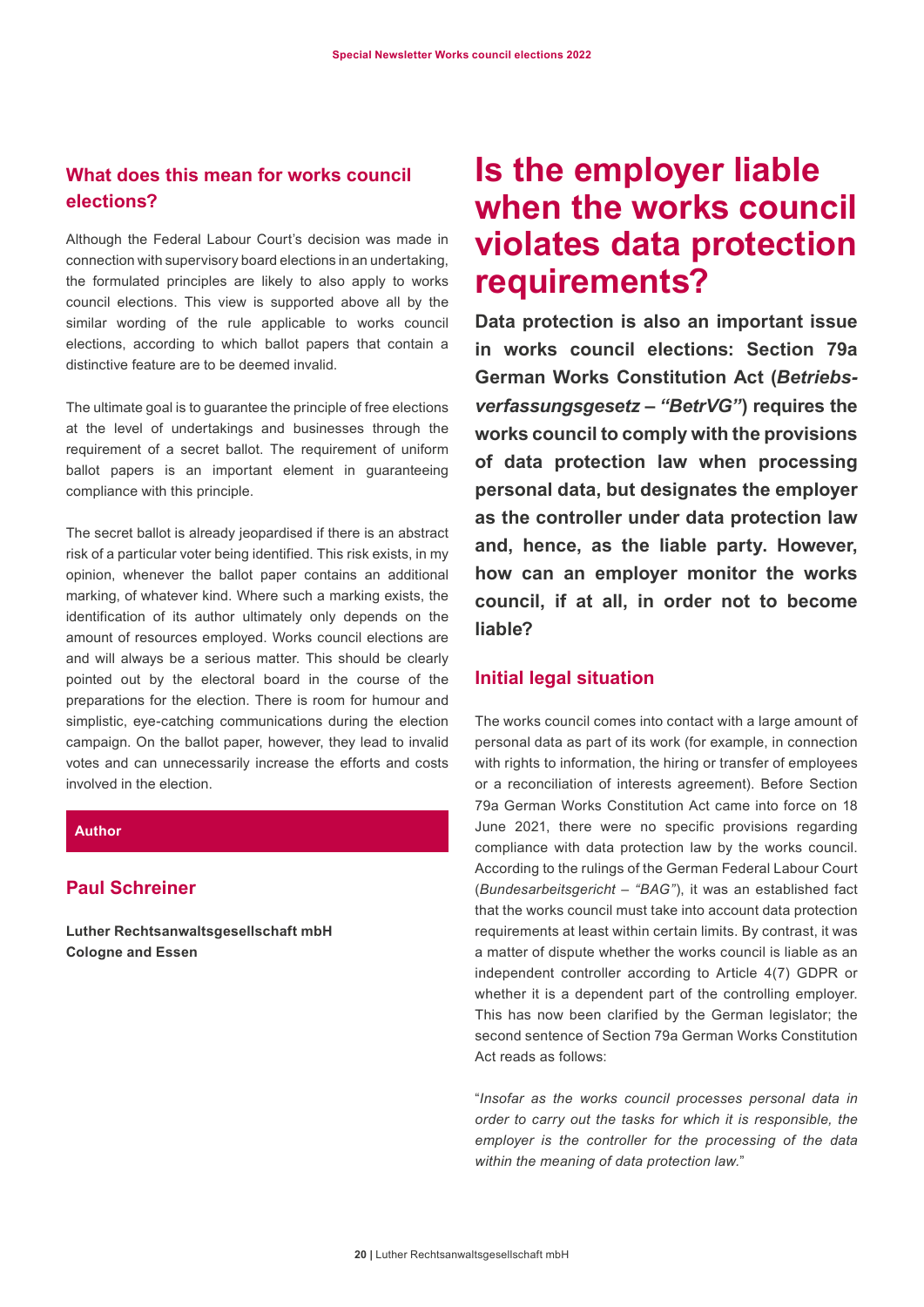### What does this mean for works council elections?

Although the Federal Labour Court's decision was made in connection with supervisory board elections in an undertaking, the formulated principles are likely to also apply to works council elections. This view is supported above all by the similar wording of the rule applicable to works council elections, according to which ballot papers that contain a distinctive feature are to be deemed invalid.

The ultimate goal is to guarantee the principle of free elections at the level of undertakings and businesses through the requirement of a secret ballot. The requirement of uniform ballot papers is an important element in guaranteeing compliance with this principle.

The secret ballot is already jeopardised if there is an abstract risk of a particular voter being identified. This risk exists, in my opinion, whenever the ballot paper contains an additional marking, of whatever kind. Where such a marking exists, the identification of its author ultimately only depends on the amount of resources employed. Works council elections are and will always be a serious matter. This should be clearly pointed out by the electoral board in the course of the preparations for the election. There is room for humour and simplistic, eye-catching communications during the election campaign. On the ballot paper, however, they lead to invalid votes and can unnecessarily increase the efforts and costs involved in the election.

**Author**

**Paul Schreiner**

**Luther Rechtsanwaltsgesellschaft mbH**
**Cologne and Essen**

# Is the employer liable when the works council violates data protection requirements?

**Data protection is also an important issue in works council elections: Section 79a German Works Constitution Act (*Betriebs­verfassungsgesetz – "BetrVG"*) requires the works council to comply with the provisions of data protection law when processing personal data, but designates the employer as the controller under data protection law and, hence, as the liable party. However, how can an employer monitor the works council, if at all, in order not to become liable?**

### Initial legal situation

The works council comes into contact with a large amount of personal data as part of its work (for example, in connection with rights to information, the hiring or transfer of employees or a reconciliation of interests agreement). Before Section 79a German Works Constitution Act came into force on 18 June 2021, there were no specific provisions regarding compliance with data protection law by the works council. According to the rulings of the German Federal Labour Court (*Bundesarbeitsgericht – "BAG"*), it was an established fact that the works council must take into account data protection requirements at least within certain limits. By contrast, it was a matter of dispute whether the works council is liable as an independent controller according to Article 4(7) GDPR or whether it is a dependent part of the controlling employer. This has now been clarified by the German legislator; the second sentence of Section 79a German Works Constitution Act reads as follows:

"*Insofar as the works council processes personal data in order to carry out the tasks for which it is responsible, the employer is the controller for the processing of the data within the meaning of data protection law.*"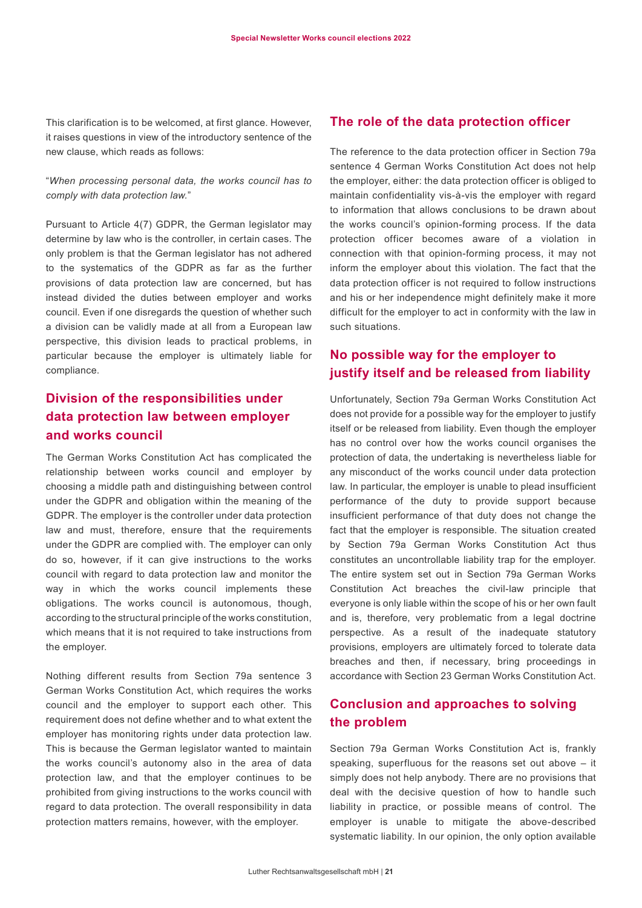This clarification is to be welcomed, at first glance. However, it raises questions in view of the introductory sentence of the new clause, which reads as follows:

"*When processing personal data, the works council has to comply with data protection law.*"

Pursuant to Article 4(7) GDPR, the German legislator may determine by law who is the controller, in certain cases. The only problem is that the German legislator has not adhered to the systematics of the GDPR as far as the further provisions of data protection law are concerned, but has instead divided the duties between employer and works council. Even if one disregards the question of whether such a division can be validly made at all from a European law perspective, this division leads to practical problems, in particular because the employer is ultimately liable for compliance.

## Division of the responsibilities under data protection law between employer and works council

The German Works Constitution Act has complicated the relationship between works council and employer by choosing a middle path and distinguishing between control under the GDPR and obligation within the meaning of the GDPR. The employer is the controller under data protection law and must, therefore, ensure that the requirements under the GDPR are complied with. The employer can only do so, however, if it can give instructions to the works council with regard to data protection law and monitor the way in which the works council implements these obligations. The works council is autonomous, though, according to the structural principle of the works constitution, which means that it is not required to take instructions from the employer.

Nothing different results from Section 79a sentence 3 German Works Constitution Act, which requires the works council and the employer to support each other. This requirement does not define whether and to what extent the employer has monitoring rights under data protection law. This is because the German legislator wanted to maintain the works council's autonomy also in the area of data protection law, and that the employer continues to be prohibited from giving instructions to the works council with regard to data protection. The overall responsibility in data protection matters remains, however, with the employer.

## The role of the data protection officer

The reference to the data protection officer in Section 79a sentence 4 German Works Constitution Act does not help the employer, either: the data protection officer is obliged to maintain confidentiality vis-à-vis the employer with regard to information that allows conclusions to be drawn about the works council's opinion-forming process. If the data protection officer becomes aware of a violation in connection with that opinion-forming process, it may not inform the employer about this violation. The fact that the data protection officer is not required to follow instructions and his or her independence might definitely make it more difficult for the employer to act in conformity with the law in such situations.

## No possible way for the employer to justify itself and be released from liability

Unfortunately, Section 79a German Works Constitution Act does not provide for a possible way for the employer to justify itself or be released from liability. Even though the employer has no control over how the works council organises the protection of data, the undertaking is nevertheless liable for any misconduct of the works council under data protection law. In particular, the employer is unable to plead insufficient performance of the duty to provide support because insufficient performance of that duty does not change the fact that the employer is responsible. The situation created by Section 79a German Works Constitution Act thus constitutes an uncontrollable liability trap for the employer. The entire system set out in Section 79a German Works Constitution Act breaches the civil-law principle that everyone is only liable within the scope of his or her own fault and is, therefore, very problematic from a legal doctrine perspective. As a result of the inadequate statutory provisions, employers are ultimately forced to tolerate data breaches and then, if necessary, bring proceedings in accordance with Section 23 German Works Constitution Act.

## Conclusion and approaches to solving the problem

Section 79a German Works Constitution Act is, frankly speaking, superfluous for the reasons set out above – it simply does not help anybody. There are no provisions that deal with the decisive question of how to handle such liability in practice, or possible means of control. The employer is unable to mitigate the above-described systematic liability. In our opinion, the only option available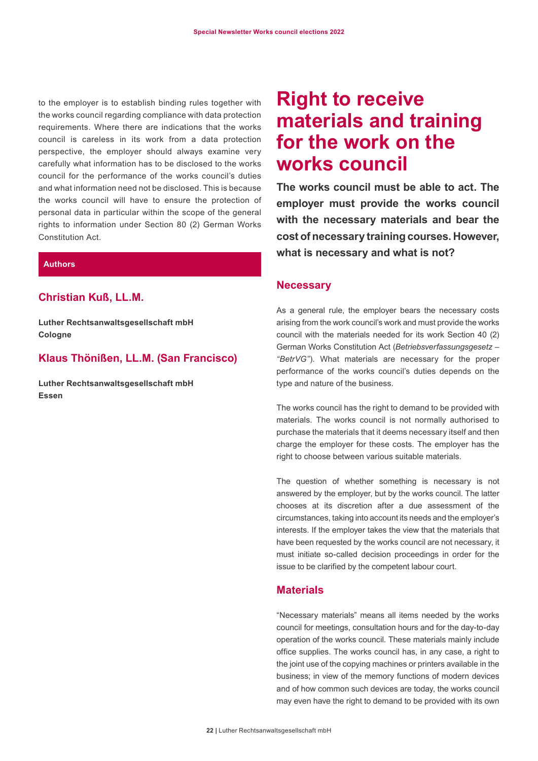to the employer is to establish binding rules together with the works council regarding compliance with data protection requirements. Where there are indications that the works council is careless in its work from a data protection perspective, the employer should always examine very carefully what information has to be disclosed to the works council for the performance of the works council's duties and what information need not be disclosed. This is because the works council will have to ensure the protection of personal data in particular within the scope of the general rights to information under Section 80 (2) German Works Constitution Act.

**Authors**

### Christian Kuß, LL.M.

**Luther Rechtsanwaltsgesellschaft mbH**
**Cologne**

### Klaus Thönißen, LL.M. (San Francisco)

**Luther Rechtsanwaltsgesellschaft mbH**
**Essen**

# Right to receive materials and training for the work on the works council

**The works council must be able to act. The employer must provide the works council with the necessary materials and bear the cost of necessary training courses. However, what is necessary and what is not?**

## Necessary

As a general rule, the employer bears the necessary costs arising from the work council's work and must provide the works council with the materials needed for its work Section 40 (2) German Works Constitution Act (*Betriebsverfassungsgesetz – "BetrVG"*). What materials are necessary for the proper performance of the works council's duties depends on the type and nature of the business.

The works council has the right to demand to be provided with materials. The works council is not normally authorised to purchase the materials that it deems necessary itself and then charge the employer for these costs. The employer has the right to choose between various suitable materials.

The question of whether something is necessary is not answered by the employer, but by the works council. The latter chooses at its discretion after a due assessment of the circumstances, taking into account its needs and the employer's interests. If the employer takes the view that the materials that have been requested by the works council are not necessary, it must initiate so-called decision proceedings in order for the issue to be clarified by the competent labour court.

## Materials

"Necessary materials" means all items needed by the works council for meetings, consultation hours and for the day-to-day operation of the works council. These materials mainly include office supplies. The works council has, in any case, a right to the joint use of the copying machines or printers available in the business; in view of the memory functions of modern devices and of how common such devices are today, the works council may even have the right to demand to be provided with its own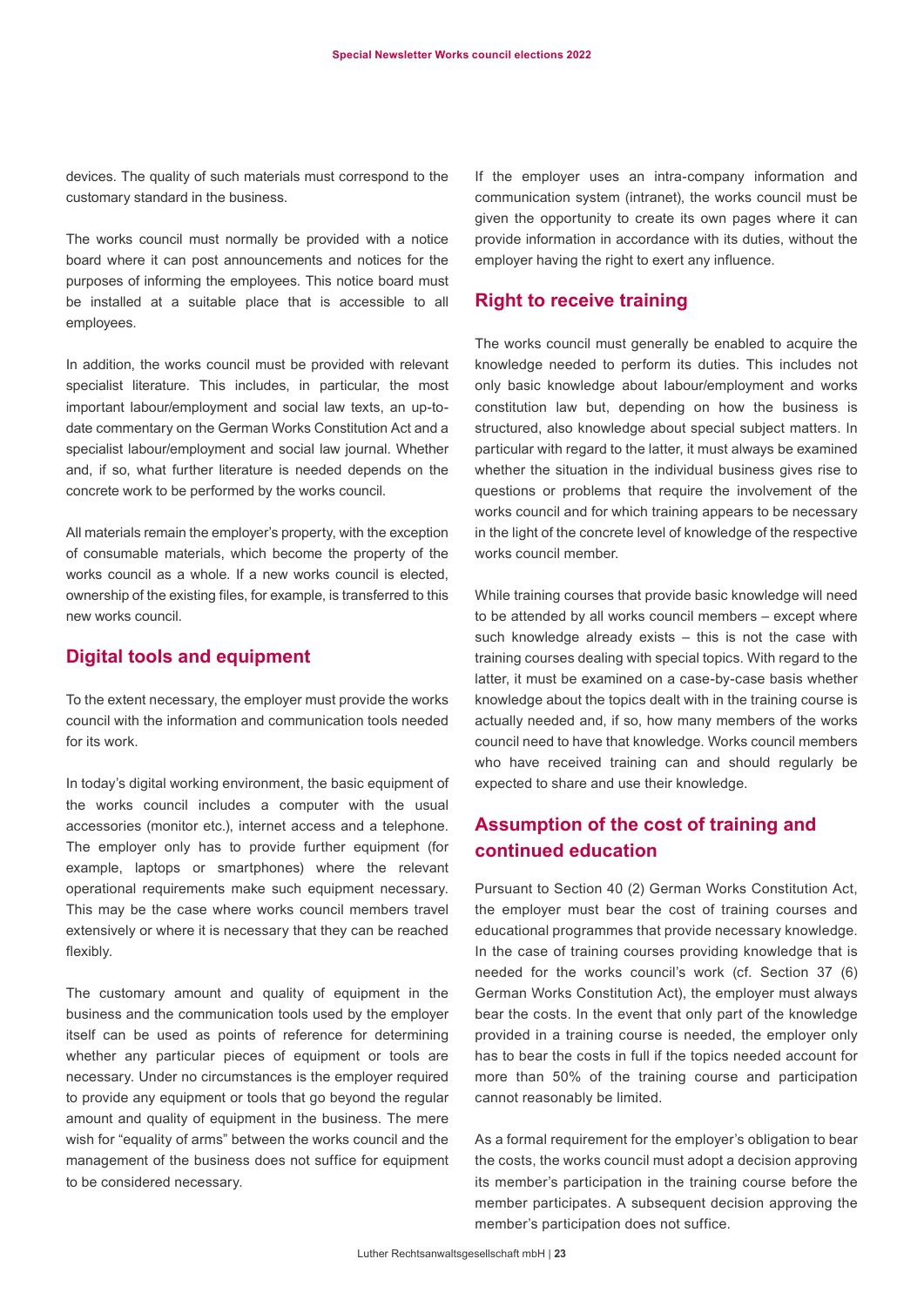devices. The quality of such materials must correspond to the customary standard in the business.

The works council must normally be provided with a notice board where it can post announcements and notices for the purposes of informing the employees. This notice board must be installed at a suitable place that is accessible to all employees.

In addition, the works council must be provided with relevant specialist literature. This includes, in particular, the most important labour/employment and social law texts, an up-to-date commentary on the German Works Constitution Act and a specialist labour/employment and social law journal. Whether and, if so, what further literature is needed depends on the concrete work to be performed by the works council.

All materials remain the employer's property, with the exception of consumable materials, which become the property of the works council as a whole. If a new works council is elected, ownership of the existing files, for example, is transferred to this new works council.

## Digital tools and equipment

To the extent necessary, the employer must provide the works council with the information and communication tools needed for its work.

In today's digital working environment, the basic equipment of the works council includes a computer with the usual accessories (monitor etc.), internet access and a telephone. The employer only has to provide further equipment (for example, laptops or smartphones) where the relevant operational requirements make such equipment necessary. This may be the case where works council members travel extensively or where it is necessary that they can be reached flexibly.

The customary amount and quality of equipment in the business and the communication tools used by the employer itself can be used as points of reference for determining whether any particular pieces of equipment or tools are necessary. Under no circumstances is the employer required to provide any equipment or tools that go beyond the regular amount and quality of equipment in the business. The mere wish for "equality of arms" between the works council and the management of the business does not suffice for equipment to be considered necessary.

If the employer uses an intra-company information and communication system (intranet), the works council must be given the opportunity to create its own pages where it can provide information in accordance with its duties, without the employer having the right to exert any influence.

## Right to receive training

The works council must generally be enabled to acquire the knowledge needed to perform its duties. This includes not only basic knowledge about labour/employment and works constitution law but, depending on how the business is structured, also knowledge about special subject matters. In particular with regard to the latter, it must always be examined whether the situation in the individual business gives rise to questions or problems that require the involvement of the works council and for which training appears to be necessary in the light of the concrete level of knowledge of the respective works council member.

While training courses that provide basic knowledge will need to be attended by all works council members – except where such knowledge already exists – this is not the case with training courses dealing with special topics. With regard to the latter, it must be examined on a case-by-case basis whether knowledge about the topics dealt with in the training course is actually needed and, if so, how many members of the works council need to have that knowledge. Works council members who have received training can and should regularly be expected to share and use their knowledge.

## Assumption of the cost of training and continued education

Pursuant to Section 40 (2) German Works Constitution Act, the employer must bear the cost of training courses and educational programmes that provide necessary knowledge. In the case of training courses providing knowledge that is needed for the works council's work (cf. Section 37 (6) German Works Constitution Act), the employer must always bear the costs. In the event that only part of the knowledge provided in a training course is needed, the employer only has to bear the costs in full if the topics needed account for more than 50% of the training course and participation cannot reasonably be limited.

As a formal requirement for the employer's obligation to bear the costs, the works council must adopt a decision approving its member's participation in the training course before the member participates. A subsequent decision approving the member's participation does not suffice.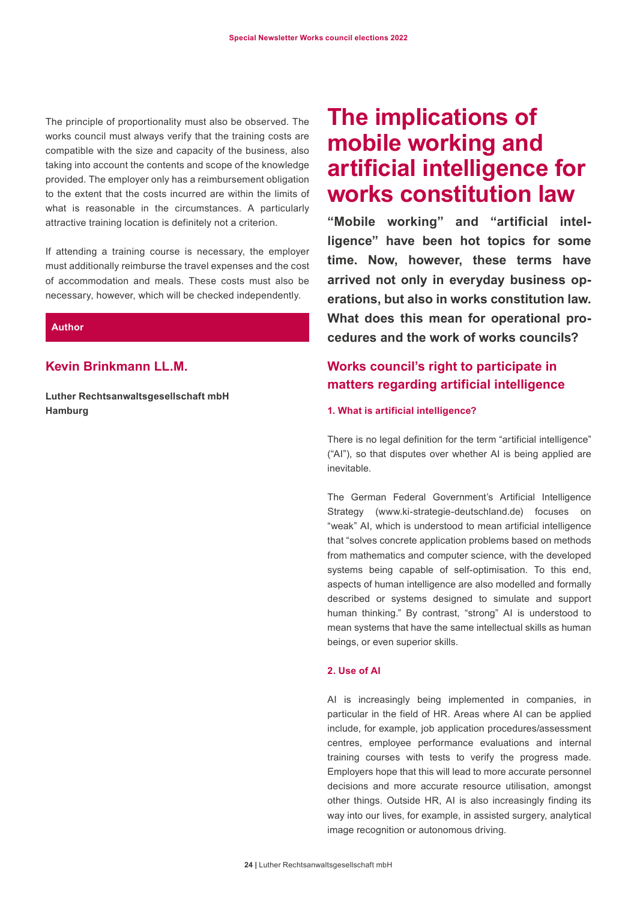The principle of proportionality must also be observed. The works council must always verify that the training costs are compatible with the size and capacity of the business, also taking into account the contents and scope of the knowledge provided. The employer only has a reimbursement obligation to the extent that the costs incurred are within the limits of what is reasonable in the circumstances. A particularly attractive training location is definitely not a criterion.

If attending a training course is necessary, the employer must additionally reimburse the travel expenses and the cost of accommodation and meals. These costs must also be necessary, however, which will be checked independently.

**Author**

**Kevin Brinkmann LL.M.**

**Luther Rechtsanwaltsgesellschaft mbH**
**Hamburg**

# The implications of mobile working and artificial intelligence for works constitution law

**"Mobile working" and "artificial intelligence" have been hot topics for some time. Now, however, these terms have arrived not only in everyday business operations, but also in works constitution law. What does this mean for operational procedures and the work of works councils?**

## Works council's right to participate in matters regarding artificial intelligence

### 1. What is artificial intelligence?

There is no legal definition for the term "artificial intelligence" ("AI"), so that disputes over whether AI is being applied are inevitable.

The German Federal Government's Artificial Intelligence Strategy (www.ki-strategie-deutschland.de) focuses on "weak" AI, which is understood to mean artificial intelligence that "solves concrete application problems based on methods from mathematics and computer science, with the developed systems being capable of self-optimisation. To this end, aspects of human intelligence are also modelled and formally described or systems designed to simulate and support human thinking." By contrast, "strong" AI is understood to mean systems that have the same intellectual skills as human beings, or even superior skills.

### 2. Use of AI

AI is increasingly being implemented in companies, in particular in the field of HR. Areas where AI can be applied include, for example, job application procedures/assessment centres, employee performance evaluations and internal training courses with tests to verify the progress made. Employers hope that this will lead to more accurate personnel decisions and more accurate resource utilisation, amongst other things. Outside HR, AI is also increasingly finding its way into our lives, for example, in assisted surgery, analytical image recognition or autonomous driving.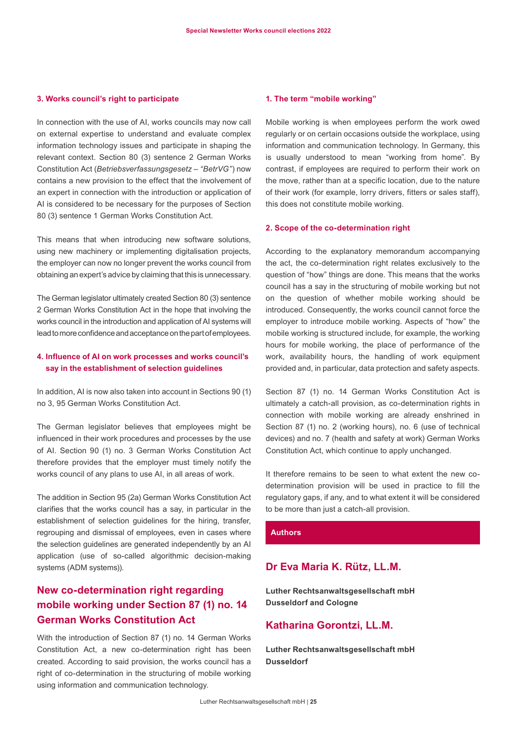### 3. Works council's right to participate

In connection with the use of AI, works councils may now call on external expertise to understand and evaluate complex information technology issues and participate in shaping the relevant context. Section 80 (3) sentence 2 German Works Constitution Act (*Betriebsverfassungsgesetz – "BetrVG"*) now contains a new provision to the effect that the involvement of an expert in connection with the introduction or application of AI is considered to be necessary for the purposes of Section 80 (3) sentence 1 German Works Constitution Act.

This means that when introducing new software solutions, using new machinery or implementing digitalisation projects, the employer can now no longer prevent the works council from obtaining an expert's advice by claiming that this is unnecessary.

The German legislator ultimately created Section 80 (3) sentence 2 German Works Constitution Act in the hope that involving the works council in the introduction and application of AI systems will lead to more confidence and acceptance on the part of employees.

### 4. Influence of AI on work processes and works council's say in the establishment of selection guidelines

In addition, AI is now also taken into account in Sections 90 (1) no 3, 95 German Works Constitution Act.

The German legislator believes that employees might be influenced in their work procedures and processes by the use of AI. Section 90 (1) no. 3 German Works Constitution Act therefore provides that the employer must timely notify the works council of any plans to use AI, in all areas of work.

The addition in Section 95 (2a) German Works Constitution Act clarifies that the works council has a say, in particular in the establishment of selection guidelines for the hiring, transfer, regrouping and dismissal of employees, even in cases where the selection guidelines are generated independently by an AI application (use of so-called algorithmic decision-making systems (ADM systems)).

## New co-determination right regarding mobile working under Section 87 (1) no. 14 German Works Constitution Act

With the introduction of Section 87 (1) no. 14 German Works Constitution Act, a new co-determination right has been created. According to said provision, the works council has a right of co-determination in the structuring of mobile working using information and communication technology.

### 1. The term "mobile working"

Mobile working is when employees perform the work owed regularly or on certain occasions outside the workplace, using information and communication technology. In Germany, this is usually understood to mean "working from home". By contrast, if employees are required to perform their work on the move, rather than at a specific location, due to the nature of their work (for example, lorry drivers, fitters or sales staff), this does not constitute mobile working.

### 2. Scope of the co-determination right

According to the explanatory memorandum accompanying the act, the co-determination right relates exclusively to the question of "how" things are done. This means that the works council has a say in the structuring of mobile working but not on the question of whether mobile working should be introduced. Consequently, the works council cannot force the employer to introduce mobile working. Aspects of "how" the mobile working is structured include, for example, the working hours for mobile working, the place of performance of the work, availability hours, the handling of work equipment provided and, in particular, data protection and safety aspects.

Section 87 (1) no. 14 German Works Constitution Act is ultimately a catch-all provision, as co-determination rights in connection with mobile working are already enshrined in Section 87 (1) no. 2 (working hours), no. 6 (use of technical devices) and no. 7 (health and safety at work) German Works Constitution Act, which continue to apply unchanged.

It therefore remains to be seen to what extent the new co-determination provision will be used in practice to fill the regulatory gaps, if any, and to what extent it will be considered to be more than just a catch-all provision.

**Authors**

**Dr Eva Maria K. Rütz, LL.M.**

**Luther Rechtsanwaltsgesellschaft mbH**
**Dusseldorf and Cologne**

**Katharina Gorontzi, LL.M.**

**Luther Rechtsanwaltsgesellschaft mbH**
**Dusseldorf**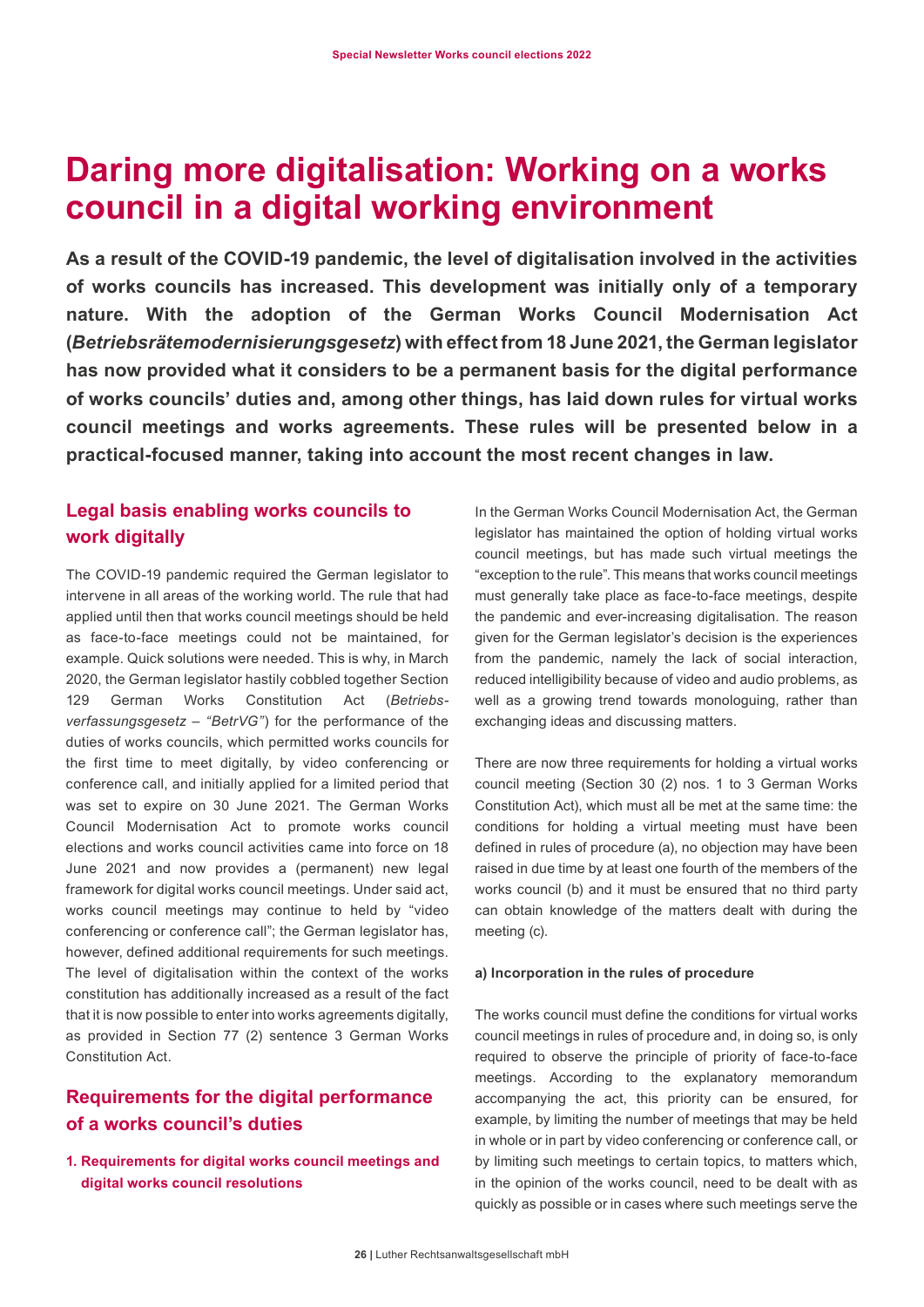# Daring more digitalisation: Working on a works council in a digital working environment

**As a result of the COVID-19 pandemic, the level of digitalisation involved in the activities of works councils has increased. This development was initially only of a temporary nature. With the adoption of the German Works Council Modernisation Act (*Betriebsrätemodernisierungsgesetz*) with effect from 18 June 2021, the German legislator has now provided what it considers to be a permanent basis for the digital performance of works councils' duties and, among other things, has laid down rules for virtual works council meetings and works agreements. These rules will be presented below in a practical-focused manner, taking into account the most recent changes in law.**

## Legal basis enabling works councils to work digitally

The COVID-19 pandemic required the German legislator to intervene in all areas of the working world. The rule that had applied until then that works council meetings should be held as face-to-face meetings could not be maintained, for example. Quick solutions were needed. This is why, in March 2020, the German legislator hastily cobbled together Section 129 German Works Constitution Act (*Betriebsverfassungsgesetz – "BetrVG"*) for the performance of the duties of works councils, which permitted works councils for the first time to meet digitally, by video conferencing or conference call, and initially applied for a limited period that was set to expire on 30 June 2021. The German Works Council Modernisation Act to promote works council elections and works council activities came into force on 18 June 2021 and now provides a (permanent) new legal framework for digital works council meetings. Under said act, works council meetings may continue to held by "video conferencing or conference call"; the German legislator has, however, defined additional requirements for such meetings. The level of digitalisation within the context of the works constitution has additionally increased as a result of the fact that it is now possible to enter into works agreements digitally, as provided in Section 77 (2) sentence 3 German Works Constitution Act.

## Requirements for the digital performance of a works council's duties

### 1. Requirements for digital works council meetings and digital works council resolutions

In the German Works Council Modernisation Act, the German legislator has maintained the option of holding virtual works council meetings, but has made such virtual meetings the "exception to the rule". This means that works council meetings must generally take place as face-to-face meetings, despite the pandemic and ever-increasing digitalisation. The reason given for the German legislator's decision is the experiences from the pandemic, namely the lack of social interaction, reduced intelligibility because of video and audio problems, as well as a growing trend towards monologuing, rather than exchanging ideas and discussing matters.

There are now three requirements for holding a virtual works council meeting (Section 30 (2) nos. 1 to 3 German Works Constitution Act), which must all be met at the same time: the conditions for holding a virtual meeting must have been defined in rules of procedure (a), no objection may have been raised in due time by at least one fourth of the members of the works council (b) and it must be ensured that no third party can obtain knowledge of the matters dealt with during the meeting (c).

#### a) Incorporation in the rules of procedure

The works council must define the conditions for virtual works council meetings in rules of procedure and, in doing so, is only required to observe the principle of priority of face-to-face meetings. According to the explanatory memorandum accompanying the act, this priority can be ensured, for example, by limiting the number of meetings that may be held in whole or in part by video conferencing or conference call, or by limiting such meetings to certain topics, to matters which, in the opinion of the works council, need to be dealt with as quickly as possible or in cases where such meetings serve the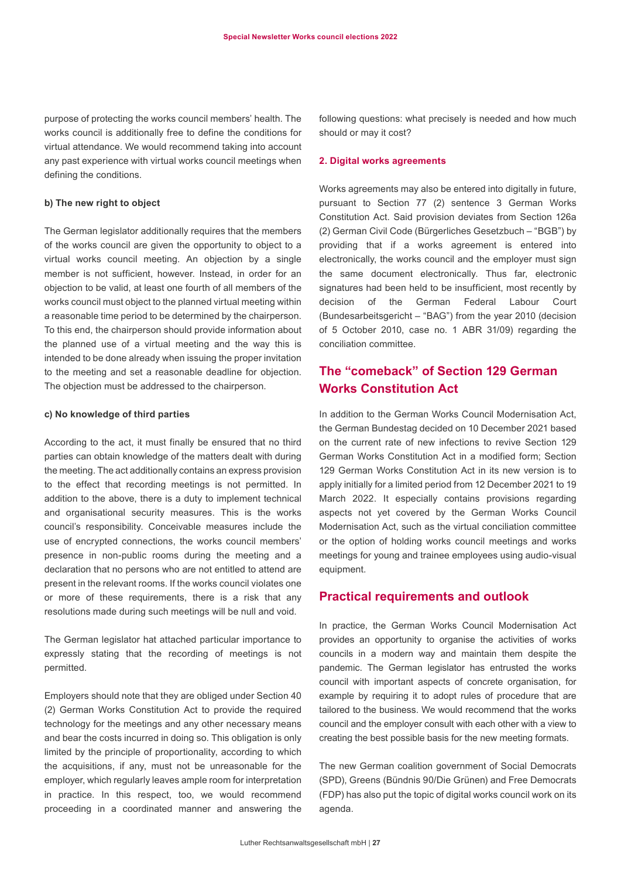purpose of protecting the works council members' health. The works council is additionally free to define the conditions for virtual attendance. We would recommend taking into account any past experience with virtual works council meetings when defining the conditions.

**b) The new right to object**

The German legislator additionally requires that the members of the works council are given the opportunity to object to a virtual works council meeting. An objection by a single member is not sufficient, however. Instead, in order for an objection to be valid, at least one fourth of all members of the works council must object to the planned virtual meeting within a reasonable time period to be determined by the chairperson. To this end, the chairperson should provide information about the planned use of a virtual meeting and the way this is intended to be done already when issuing the proper invitation to the meeting and set a reasonable deadline for objection. The objection must be addressed to the chairperson.

**c) No knowledge of third parties**

According to the act, it must finally be ensured that no third parties can obtain knowledge of the matters dealt with during the meeting. The act additionally contains an express provision to the effect that recording meetings is not permitted. In addition to the above, there is a duty to implement technical and organisational security measures. This is the works council's responsibility. Conceivable measures include the use of encrypted connections, the works council members' presence in non-public rooms during the meeting and a declaration that no persons who are not entitled to attend are present in the relevant rooms. If the works council violates one or more of these requirements, there is a risk that any resolutions made during such meetings will be null and void.

The German legislator hat attached particular importance to expressly stating that the recording of meetings is not permitted.

Employers should note that they are obliged under Section 40 (2) German Works Constitution Act to provide the required technology for the meetings and any other necessary means and bear the costs incurred in doing so. This obligation is only limited by the principle of proportionality, according to which the acquisitions, if any, must not be unreasonable for the employer, which regularly leaves ample room for interpretation in practice. In this respect, too, we would recommend proceeding in a coordinated manner and answering the following questions: what precisely is needed and how much should or may it cost?

**2. Digital works agreements**

Works agreements may also be entered into digitally in future, pursuant to Section 77 (2) sentence 3 German Works Constitution Act. Said provision deviates from Section 126a (2) German Civil Code (Bürgerliches Gesetzbuch – "BGB") by providing that if a works agreement is entered into electronically, the works council and the employer must sign the same document electronically. Thus far, electronic signatures had been held to be insufficient, most recently by decision of the German Federal Labour Court (Bundesarbeitsgericht – "BAG") from the year 2010 (decision of 5 October 2010, case no. 1 ABR 31/09) regarding the conciliation committee.

## The "comeback" of Section 129 German Works Constitution Act

In addition to the German Works Council Modernisation Act, the German Bundestag decided on 10 December 2021 based on the current rate of new infections to revive Section 129 German Works Constitution Act in a modified form; Section 129 German Works Constitution Act in its new version is to apply initially for a limited period from 12 December 2021 to 19 March 2022. It especially contains provisions regarding aspects not yet covered by the German Works Council Modernisation Act, such as the virtual conciliation committee or the option of holding works council meetings and works meetings for young and trainee employees using audio-visual equipment.

## Practical requirements and outlook

In practice, the German Works Council Modernisation Act provides an opportunity to organise the activities of works councils in a modern way and maintain them despite the pandemic. The German legislator has entrusted the works council with important aspects of concrete organisation, for example by requiring it to adopt rules of procedure that are tailored to the business. We would recommend that the works council and the employer consult with each other with a view to creating the best possible basis for the new meeting formats.

The new German coalition government of Social Democrats (SPD), Greens (Bündnis 90/Die Grünen) and Free Democrats (FDP) has also put the topic of digital works council work on its agenda.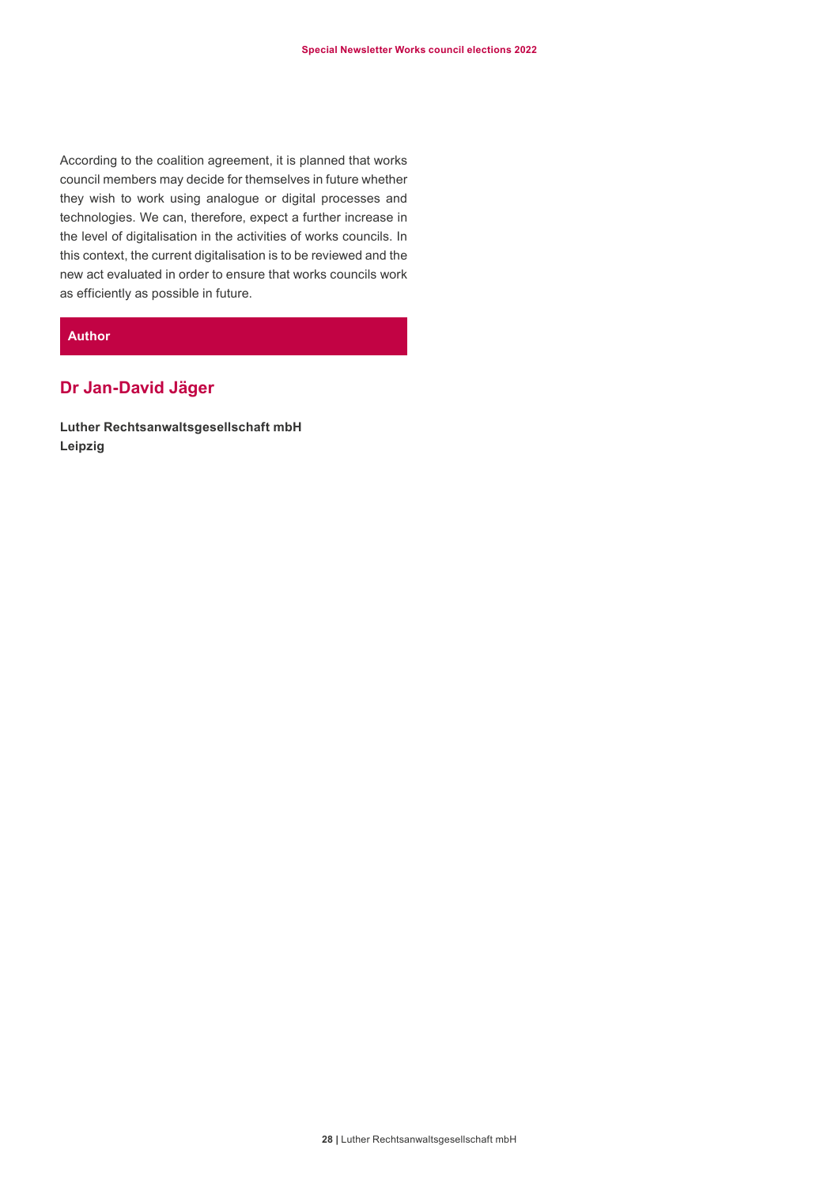According to the coalition agreement, it is planned that works council members may decide for themselves in future whether they wish to work using analogue or digital processes and technologies. We can, therefore, expect a further increase in the level of digitalisation in the activities of works councils. In this context, the current digitalisation is to be reviewed and the new act evaluated in order to ensure that works councils work as efficiently as possible in future.

**Author**

## Dr Jan-David Jäger

**Luther Rechtsanwaltsgesellschaft mbH**
**Leipzig**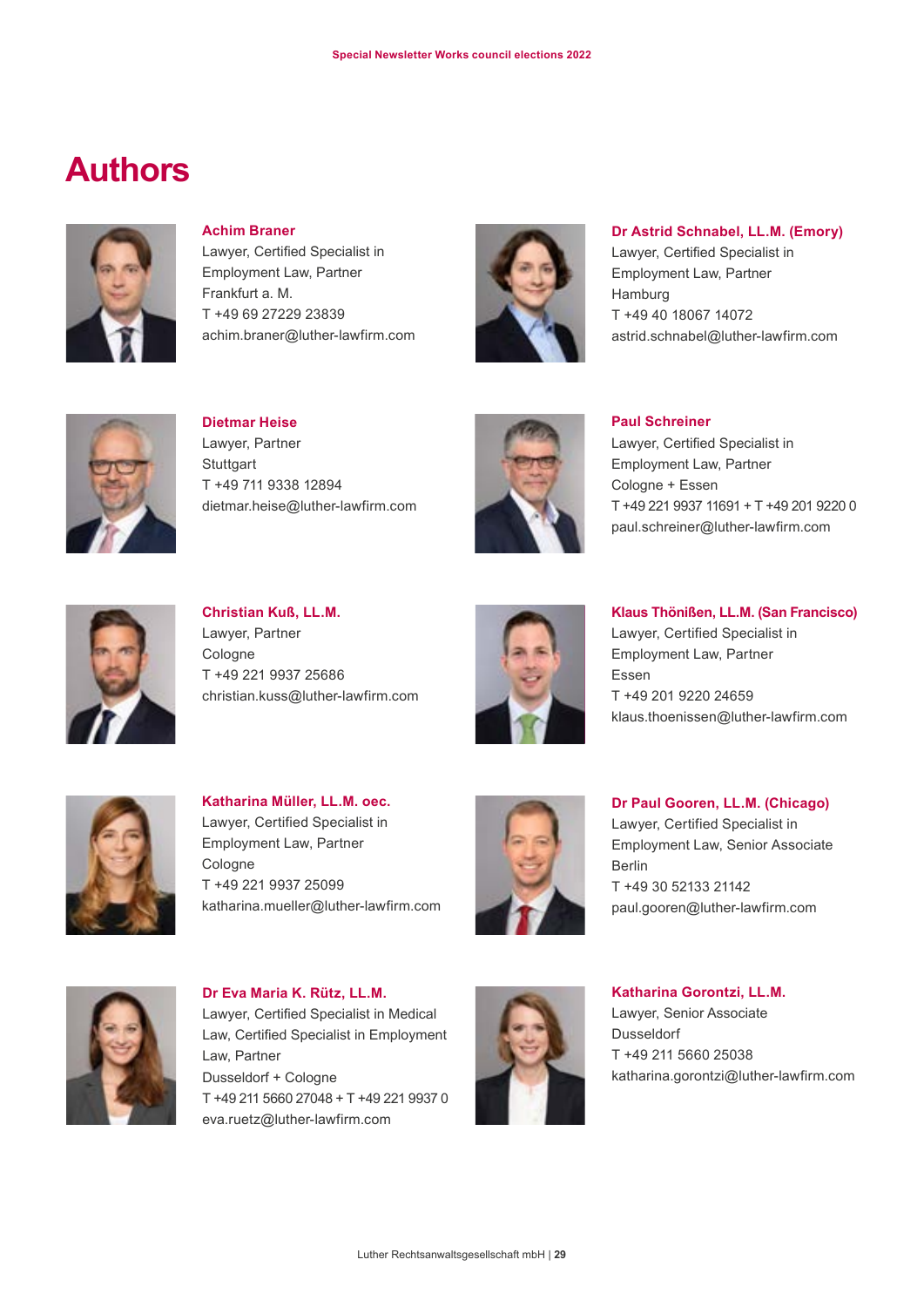# Authors

**Achim Braner**
Lawyer, Certified Specialist in Employment Law, Partner
Frankfurt a. M.
T +49 69 27229 23839
achim.braner@luther-lawfirm.com

**Dr Astrid Schnabel, LL.M. (Emory)**
Lawyer, Certified Specialist in Employment Law, Partner
Hamburg
T +49 40 18067 14072
astrid.schnabel@luther-lawfirm.com

**Dietmar Heise**
Lawyer, Partner
Stuttgart
T +49 711 9338 12894
dietmar.heise@luther-lawfirm.com

**Paul Schreiner**
Lawyer, Certified Specialist in Employment Law, Partner
Cologne + Essen
T +49 221 9937 11691 + T +49 201 9220 0
paul.schreiner@luther-lawfirm.com

**Christian Kuß, LL.M.**
Lawyer, Partner
Cologne
T +49 221 9937 25686
christian.kuss@luther-lawfirm.com

**Klaus Thönißen, LL.M. (San Francisco)**
Lawyer, Certified Specialist in Employment Law, Partner
Essen
T +49 201 9220 24659
klaus.thoenissen@luther-lawfirm.com

**Katharina Müller, LL.M. oec.**
Lawyer, Certified Specialist in Employment Law, Partner
Cologne
T +49 221 9937 25099
katharina.mueller@luther-lawfirm.com

**Dr Paul Gooren, LL.M. (Chicago)**
Lawyer, Certified Specialist in Employment Law, Senior Associate
Berlin
T +49 30 52133 21142
paul.gooren@luther-lawfirm.com

**Dr Eva Maria K. Rütz, LL.M.**
Lawyer, Certified Specialist in Medical Law, Certified Specialist in Employment Law, Partner
Dusseldorf + Cologne
T +49 211 5660 27048 + T +49 221 9937 0
eva.ruetz@luther-lawfirm.com

**Katharina Gorontzi, LL.M.**
Lawyer, Senior Associate
Dusseldorf
T +49 211 5660 25038
katharina.gorontzi@luther-lawfirm.com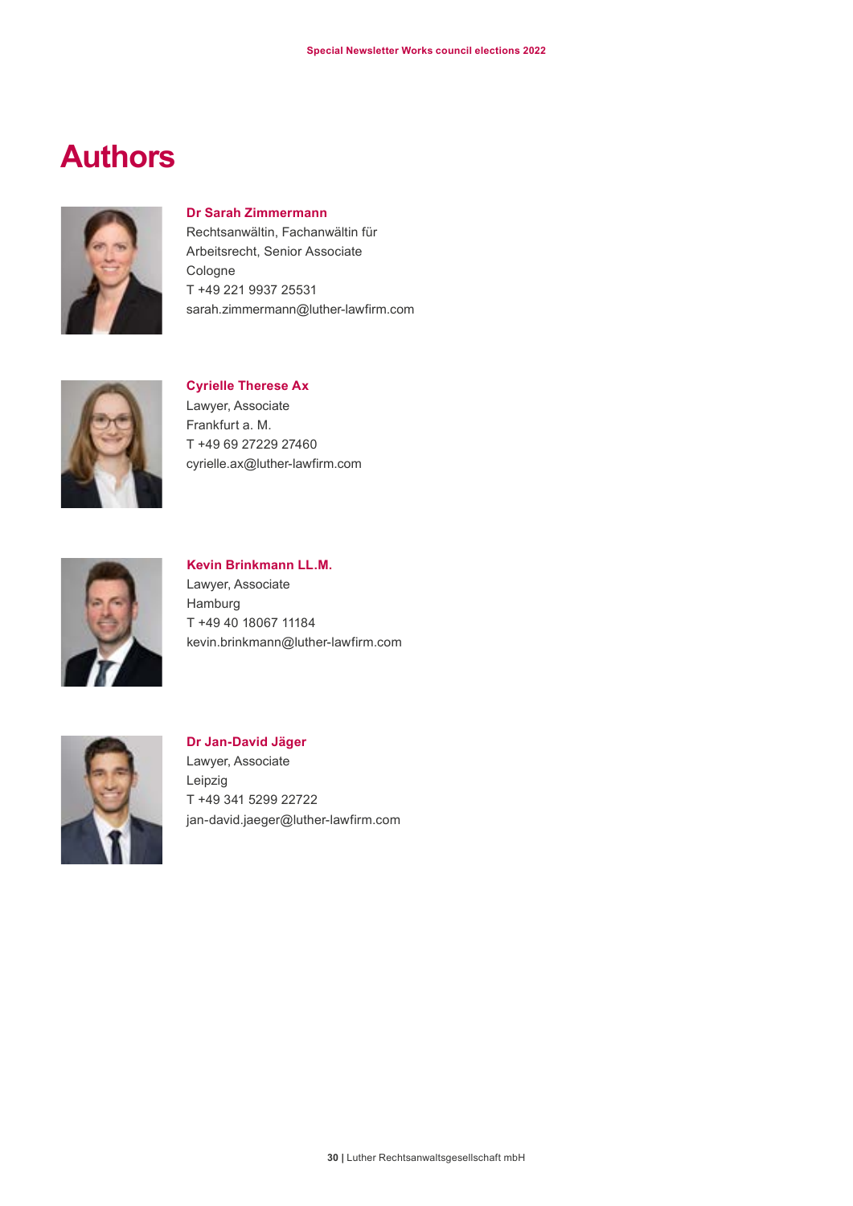# Authors

**Dr Sarah Zimmermann**
Rechtsanwältin, Fachanwältin für
Arbeitsrecht, Senior Associate
Cologne
T +49 221 9937 25531
sarah.zimmermann@luther-lawfirm.com

**Cyrielle Therese Ax**
Lawyer, Associate
Frankfurt a. M.
T +49 69 27229 27460
cyrielle.ax@luther-lawfirm.com

**Kevin Brinkmann LL.M.**
Lawyer, Associate
Hamburg
T +49 40 18067 11184
kevin.brinkmann@luther-lawfirm.com

**Dr Jan-David Jäger**
Lawyer, Associate
Leipzig
T +49 341 5299 22722
jan-david.jaeger@luther-lawfirm.com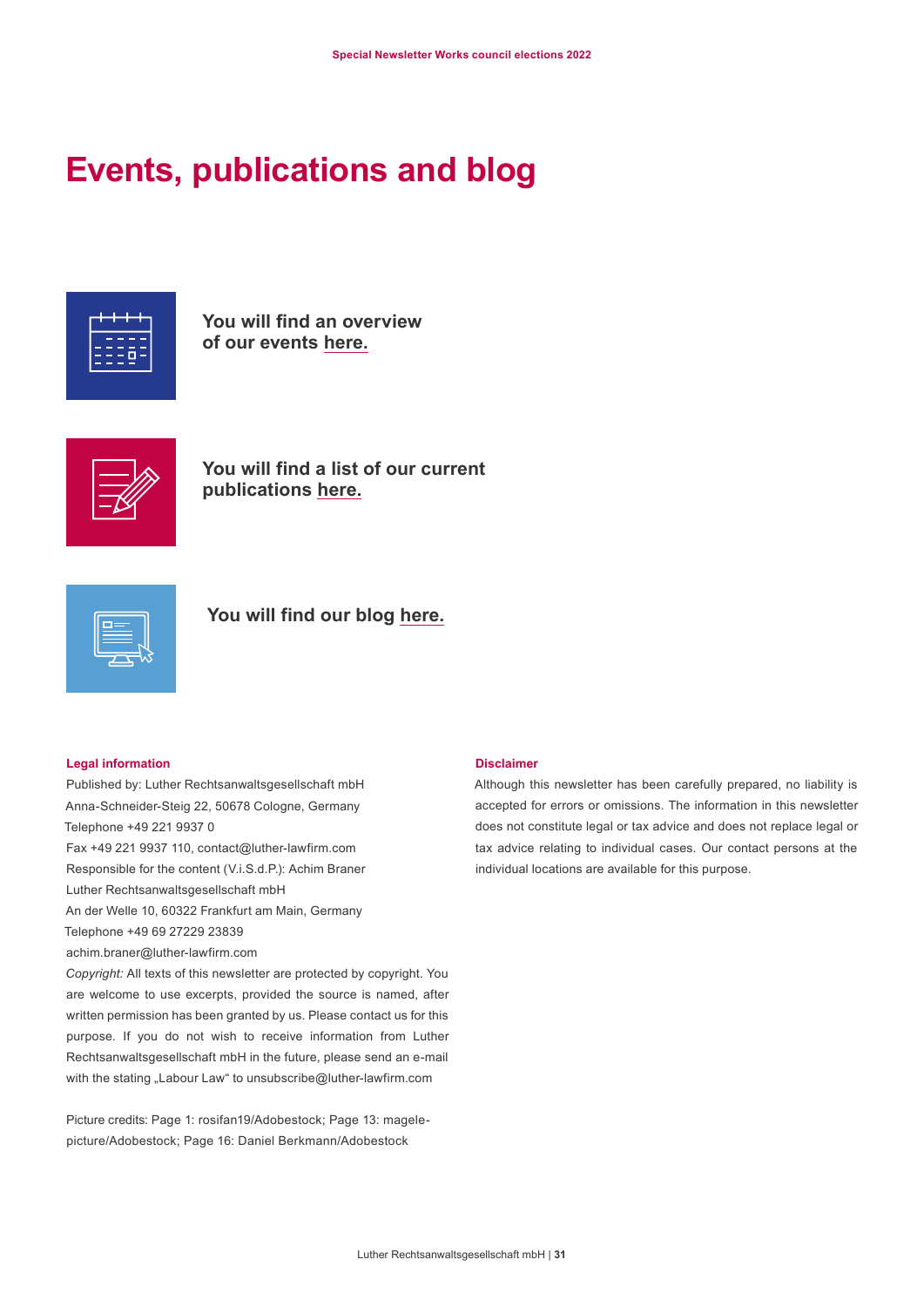# Events, publications and blog

**You will find an overview of our events here.**

**You will find a list of our current publications here.**

**You will find our blog here.**

**Legal information**

Published by: Luther Rechtsanwaltsgesellschaft mbH
Anna-Schneider-Steig 22, 50678 Cologne, Germany
Telephone +49 221 9937 0
Fax +49 221 9937 110, contact@luther-lawfirm.com
Responsible for the content (V.i.S.d.P.): Achim Braner
Luther Rechtsanwaltsgesellschaft mbH
An der Welle 10, 60322 Frankfurt am Main, Germany
Telephone +49 69 27229 23839
achim.braner@luther-lawfirm.com

*Copyright:* All texts of this newsletter are protected by copyright. You are welcome to use excerpts, provided the source is named, after written permission has been granted by us. Please contact us for this purpose. If you do not wish to receive information from Luther Rechtsanwaltsgesellschaft mbH in the future, please send an e-mail with the stating „Labour Law" to unsubscribe@luther-lawfirm.com

Picture credits: Page 1: rosifan19/Adobestock; Page 13: magele-picture/Adobestock; Page 16: Daniel Berkmann/Adobestock

**Disclaimer**

Although this newsletter has been carefully prepared, no liability is accepted for errors or omissions. The information in this newsletter does not constitute legal or tax advice and does not replace legal or tax advice relating to individual cases. Our contact persons at the individual locations are available for this purpose.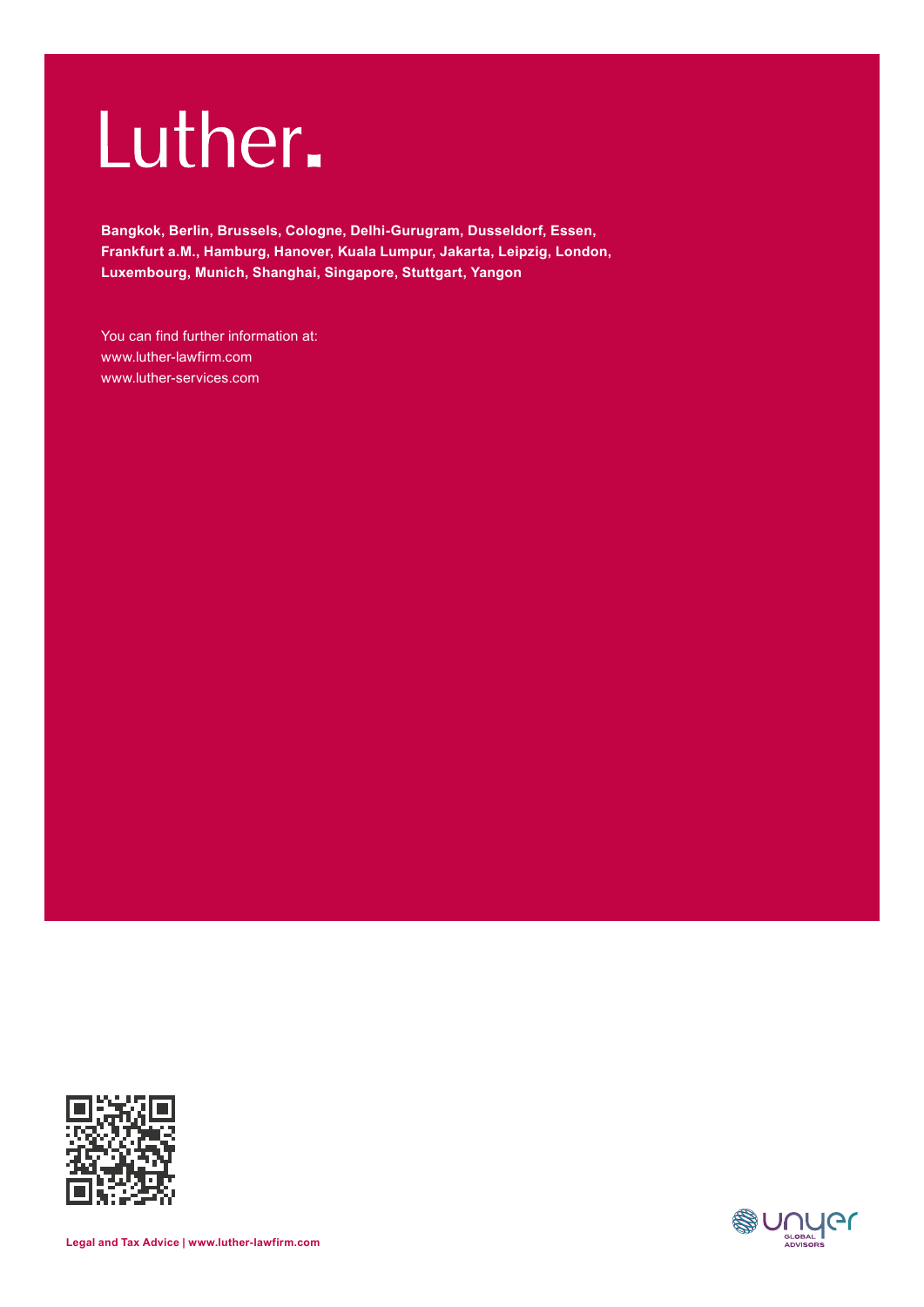# Luther.

**Bangkok, Berlin, Brussels, Cologne, Delhi-Gurugram, Dusseldorf, Essen, Frankfurt a.M., Hamburg, Hanover, Kuala Lumpur, Jakarta, Leipzig, London, Luxembourg, Munich, Shanghai, Singapore, Stuttgart, Yangon**

You can find further information at:
www.luther-lawfirm.com
www.luther-services.com

**Legal and Tax Advice | www.luther-lawfirm.com**

unyer GLOBAL ADVISORS